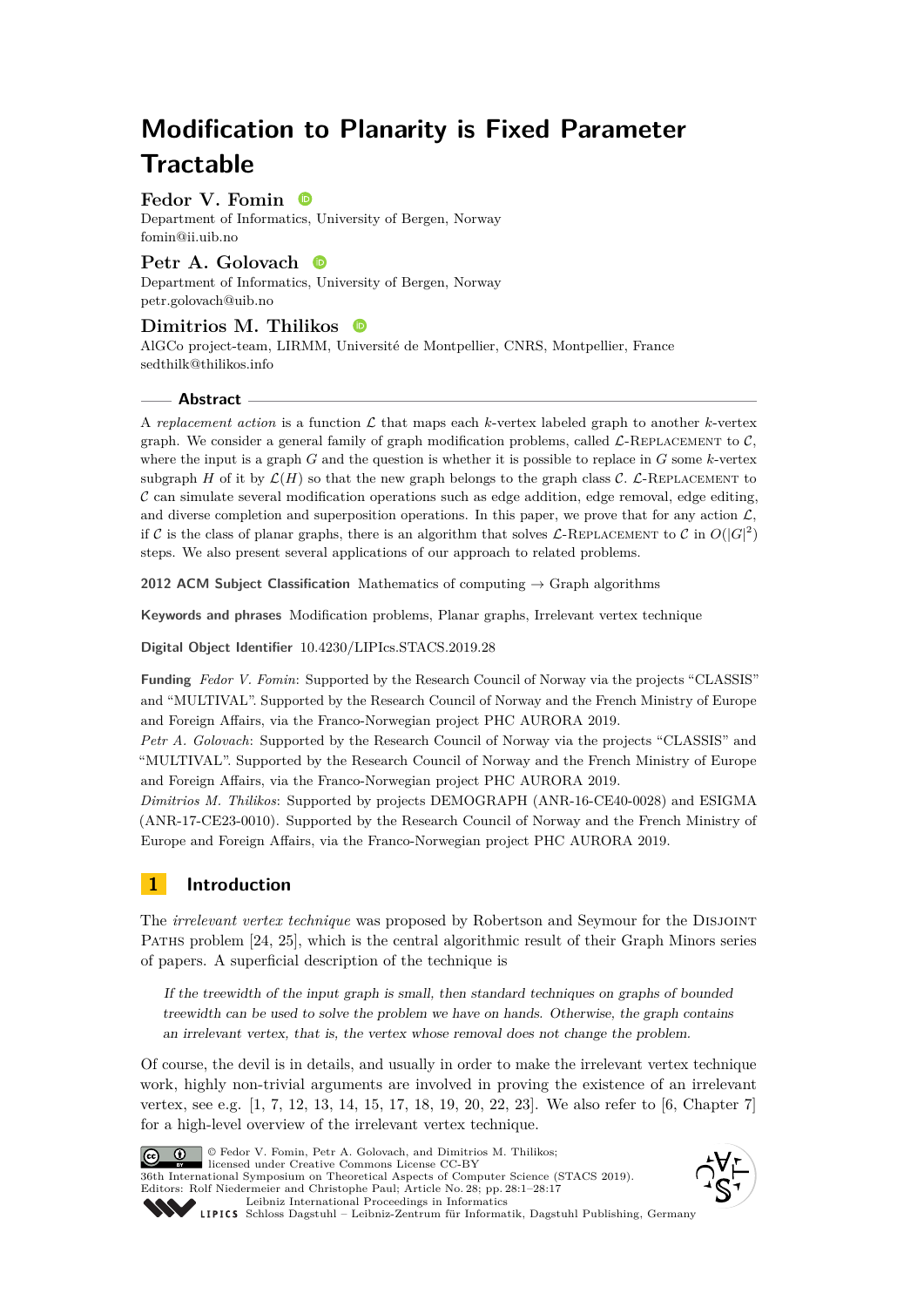# Modification to Planarity is Fixed Parameter Tractable

**Fedor V. Fomin**
Department of Informatics, University of Bergen, Norway
fomin@ii.uib.no

**Petr A. Golovach**
Department of Informatics, University of Bergen, Norway
petr.golovach@uib.no

**Dimitrios M. Thilikos**
AlGCo project-team, LIRMM, Université de Montpellier, CNRS, Montpellier, France
sedthilk@thilikos.info

## Abstract

A *replacement action* is a function $\mathcal{L}$ that maps each $k$-vertex labeled graph to another $k$-vertex graph. We consider a general family of graph modification problems, called $\mathcal{L}$-Replacement to $\mathcal{C}$, where the input is a graph $G$ and the question is whether it is possible to replace in $G$ some $k$-vertex subgraph $H$ of it by $\mathcal{L}(H)$ so that the new graph belongs to the graph class $\mathcal{C}$. $\mathcal{L}$-Replacement to $\mathcal{C}$ can simulate several modification operations such as edge addition, edge removal, edge editing, and diverse completion and superposition operations. In this paper, we prove that for any action $\mathcal{L}$, if $\mathcal{C}$ is the class of planar graphs, there is an algorithm that solves $\mathcal{L}$-Replacement to $\mathcal{C}$ in $O(|G|^2)$ steps. We also present several applications of our approach to related problems.

**2012 ACM Subject Classification** Mathematics of computing → Graph algorithms

**Keywords and phrases** Modification problems, Planar graphs, Irrelevant vertex technique

**Digital Object Identifier** 10.4230/LIPIcs.STACS.2019.28

**Funding** *Fedor V. Fomin*: Supported by the Research Council of Norway via the projects "CLASSIS" and "MULTIVAL". Supported by the Research Council of Norway and the French Ministry of Europe and Foreign Affairs, via the Franco-Norwegian project PHC AURORA 2019.
*Petr A. Golovach*: Supported by the Research Council of Norway via the projects "CLASSIS" and "MULTIVAL". Supported by the Research Council of Norway and the French Ministry of Europe and Foreign Affairs, via the Franco-Norwegian project PHC AURORA 2019.
*Dimitrios M. Thilikos*: Supported by projects DEMOGRAPH (ANR-16-CE40-0028) and ESIGMA (ANR-17-CE23-0010). Supported by the Research Council of Norway and the French Ministry of Europe and Foreign Affairs, via the Franco-Norwegian project PHC AURORA 2019.

## 1 Introduction

The *irrelevant vertex technique* was proposed by Robertson and Seymour for the Disjoint Paths problem [24, 25], which is the central algorithmic result of their Graph Minors series of papers. A superficial description of the technique is

> *If the treewidth of the input graph is small, then standard techniques on graphs of bounded treewidth can be used to solve the problem we have on hands. Otherwise, the graph contains an irrelevant vertex, that is, the vertex whose removal does not change the problem.*

Of course, the devil is in details, and usually in order to make the irrelevant vertex technique work, highly non-trivial arguments are involved in proving the existence of an irrelevant vertex, see e.g. [1, 7, 12, 13, 14, 15, 17, 18, 19, 20, 22, 23]. We also refer to [6, Chapter 7] for a high-level overview of the irrelevant vertex technique.

© Fedor V. Fomin, Petr A. Golovach, and Dimitrios M. Thilikos; licensed under Creative Commons License CC-BY
36th International Symposium on Theoretical Aspects of Computer Science (STACS 2019).
Editors: Rolf Niedermeier and Christophe Paul; Article No. 28; pp. 28:1–28:17
Leibniz International Proceedings in Informatics
Schloss Dagstuhl – Leibniz-Zentrum für Informatik, Dagstuhl Publishing, Germany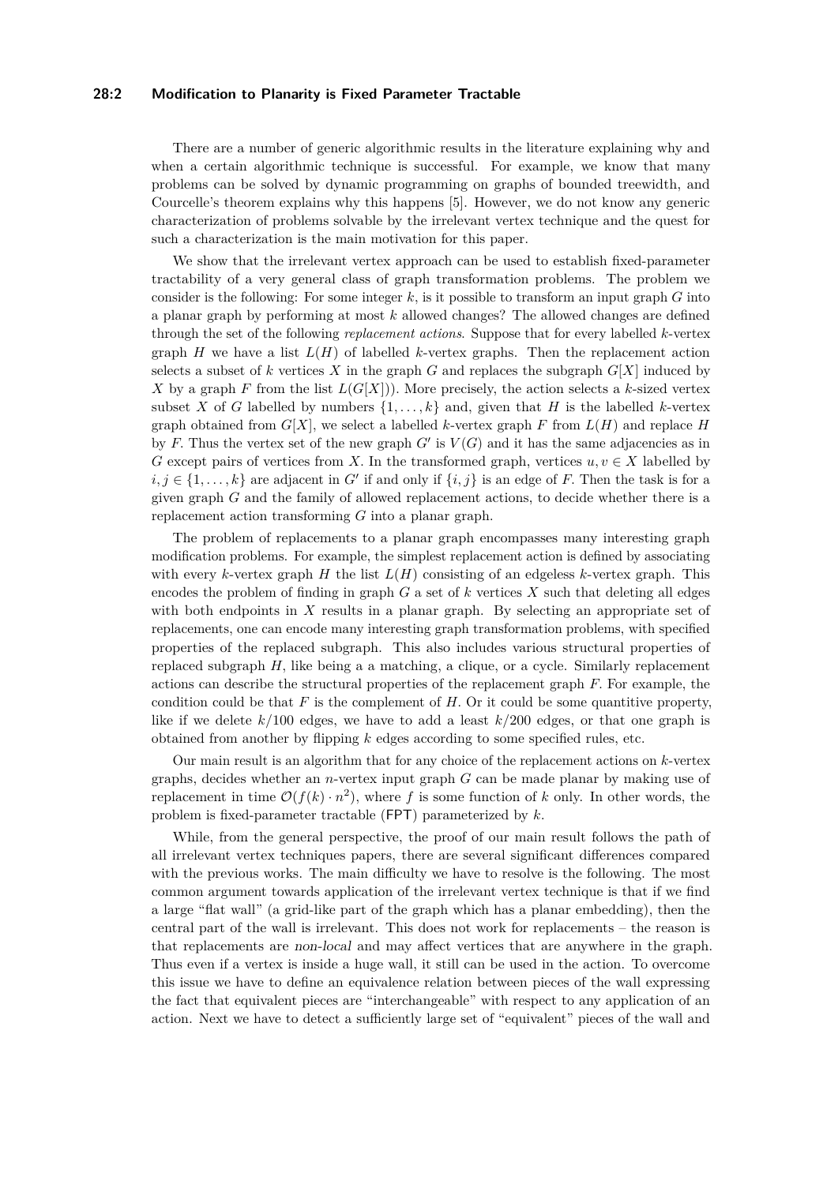There are a number of generic algorithmic results in the literature explaining why and when a certain algorithmic technique is successful. For example, we know that many problems can be solved by dynamic programming on graphs of bounded treewidth, and Courcelle's theorem explains why this happens [5]. However, we do not know any generic characterization of problems solvable by the irrelevant vertex technique and the quest for such a characterization is the main motivation for this paper.

We show that the irrelevant vertex approach can be used to establish fixed-parameter tractability of a very general class of graph transformation problems. The problem we consider is the following: For some integer $k$, is it possible to transform an input graph $G$ into a planar graph by performing at most $k$ allowed changes? The allowed changes are defined through the set of the following *replacement actions*. Suppose that for every labelled $k$-vertex graph $H$ we have a list $L(H)$ of labelled $k$-vertex graphs. Then the replacement action selects a subset of $k$ vertices $X$ in the graph $G$ and replaces the subgraph $G[X]$ induced by $X$ by a graph $F$ from the list $L(G[X]))$. More precisely, the action selects a $k$-sized vertex subset $X$ of $G$ labelled by numbers $\{1,\ldots,k\}$ and, given that $H$ is the labelled $k$-vertex graph obtained from $G[X]$, we select a labelled $k$-vertex graph $F$ from $L(H)$ and replace $H$ by $F$. Thus the vertex set of the new graph $G'$ is $V(G)$ and it has the same adjacencies as in $G$ except pairs of vertices from $X$. In the transformed graph, vertices $u, v \in X$ labelled by $i, j \in \{1,\ldots,k\}$ are adjacent in $G'$ if and only if $\{i,j\}$ is an edge of $F$. Then the task is for a given graph $G$ and the family of allowed replacement actions, to decide whether there is a replacement action transforming $G$ into a planar graph.

The problem of replacements to a planar graph encompasses many interesting graph modification problems. For example, the simplest replacement action is defined by associating with every $k$-vertex graph $H$ the list $L(H)$ consisting of an edgeless $k$-vertex graph. This encodes the problem of finding in graph $G$ a set of $k$ vertices $X$ such that deleting all edges with both endpoints in $X$ results in a planar graph. By selecting an appropriate set of replacements, one can encode many interesting graph transformation problems, with specified properties of the replaced subgraph. This also includes various structural properties of replaced subgraph $H$, like being a a matching, a clique, or a cycle. Similarly replacement actions can describe the structural properties of the replacement graph $F$. For example, the condition could be that $F$ is the complement of $H$. Or it could be some quantitive property, like if we delete $k/100$ edges, we have to add a least $k/200$ edges, or that one graph is obtained from another by flipping $k$ edges according to some specified rules, etc.

Our main result is an algorithm that for any choice of the replacement actions on $k$-vertex graphs, decides whether an $n$-vertex input graph $G$ can be made planar by making use of replacement in time $\mathcal{O}(f(k) \cdot n^2)$, where $f$ is some function of $k$ only. In other words, the problem is fixed-parameter tractable (FPT) parameterized by $k$.

While, from the general perspective, the proof of our main result follows the path of all irrelevant vertex techniques papers, there are several significant differences compared with the previous works. The main difficulty we have to resolve is the following. The most common argument towards application of the irrelevant vertex technique is that if we find a large "flat wall" (a grid-like part of the graph which has a planar embedding), then the central part of the wall is irrelevant. This does not work for replacements – the reason is that replacements are *non-local* and may affect vertices that are anywhere in the graph. Thus even if a vertex is inside a huge wall, it still can be used in the action. To overcome this issue we have to define an equivalence relation between pieces of the wall expressing the fact that equivalent pieces are "interchangeable" with respect to any application of an action. Next we have to detect a sufficiently large set of "equivalent" pieces of the wall and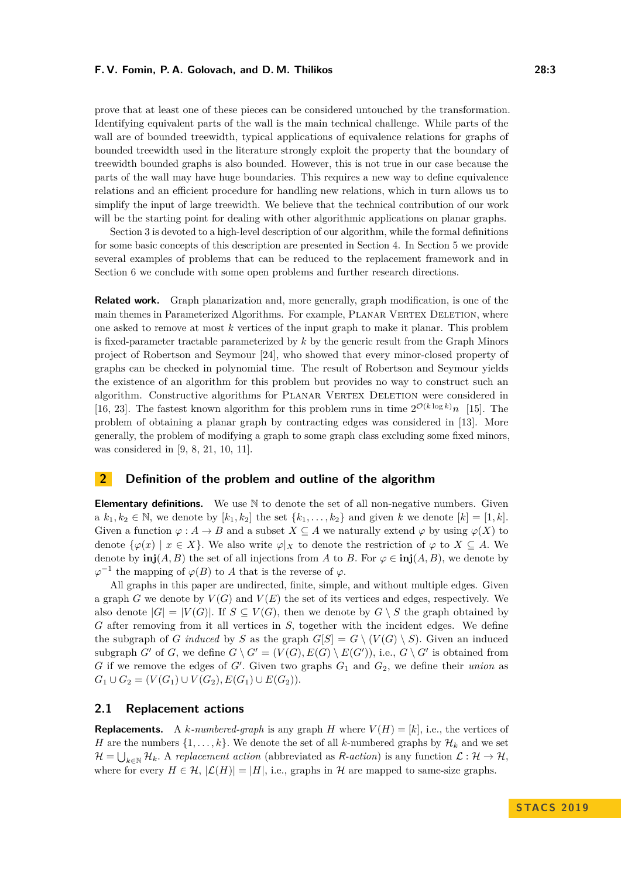prove that at least one of these pieces can be considered untouched by the transformation. Identifying equivalent parts of the wall is the main technical challenge. While parts of the wall are of bounded treewidth, typical applications of equivalence relations for graphs of bounded treewidth used in the literature strongly exploit the property that the boundary of treewidth bounded graphs is also bounded. However, this is not true in our case because the parts of the wall may have huge boundaries. This requires a new way to define equivalence relations and an efficient procedure for handling new relations, which in turn allows us to simplify the input of large treewidth. We believe that the technical contribution of our work will be the starting point for dealing with other algorithmic applications on planar graphs.

Section 3 is devoted to a high-level description of our algorithm, while the formal definitions for some basic concepts of this description are presented in Section 4. In Section 5 we provide several examples of problems that can be reduced to the replacement framework and in Section 6 we conclude with some open problems and further research directions.

**Related work.** Graph planarization and, more generally, graph modification, is one of the main themes in Parameterized Algorithms. For example, Planar Vertex Deletion, where one asked to remove at most $k$ vertices of the input graph to make it planar. This problem is fixed-parameter tractable parameterized by $k$ by the generic result from the Graph Minors project of Robertson and Seymour [24], who showed that every minor-closed property of graphs can be checked in polynomial time. The result of Robertson and Seymour yields the existence of an algorithm for this problem but provides no way to construct such an algorithm. Constructive algorithms for Planar Vertex Deletion were considered in [16, 23]. The fastest known algorithm for this problem runs in time $2^{\mathcal{O}(k \log k)}n$ [15]. The problem of obtaining a planar graph by contracting edges was considered in [13]. More generally, the problem of modifying a graph to some graph class excluding some fixed minors, was considered in [9, 8, 21, 10, 11].

## 2 Definition of the problem and outline of the algorithm

**Elementary definitions.** We use $\mathbb{N}$ to denote the set of all non-negative numbers. Given a $k_1, k_2 \in \mathbb{N}$, we denote by $[k_1, k_2]$ the set $\{k_1, \ldots, k_2\}$ and given $k$ we denote $[k] = [1, k]$. Given a function $\varphi : A \to B$ and a subset $X \subseteq A$ we naturally extend $\varphi$ by using $\varphi(X)$ to denote $\{\varphi(x) \mid x \in X\}$. We also write $\varphi|_X$ to denote the restriction of $\varphi$ to $X \subseteq A$. We denote by $\mathbf{inj}(A, B)$ the set of all injections from $A$ to $B$. For $\varphi \in \mathbf{inj}(A, B)$, we denote by $\varphi^{-1}$ the mapping of $\varphi(B)$ to $A$ that is the reverse of $\varphi$.

All graphs in this paper are undirected, finite, simple, and without multiple edges. Given a graph $G$ we denote by $V(G)$ and $V(E)$ the set of its vertices and edges, respectively. We also denote $|G| = |V(G)|$. If $S \subseteq V(G)$, then we denote by $G \setminus S$ the graph obtained by $G$ after removing from it all vertices in $S$, together with the incident edges. We define the subgraph of $G$ *induced* by $S$ as the graph $G[S] = G \setminus (V(G) \setminus S)$. Given an induced subgraph $G'$ of $G$, we define $G \setminus G' = (V(G), E(G) \setminus E(G'))$, i.e., $G \setminus G'$ is obtained from $G$ if we remove the edges of $G'$. Given two graphs $G_1$ and $G_2$, we define their *union* as $G_1 \cup G_2 = (V(G_1) \cup V(G_2), E(G_1) \cup E(G_2))$.

### 2.1 Replacement actions

**Replacements.** A *$k$-numbered-graph* is any graph $H$ where $V(H) = [k]$, i.e., the vertices of $H$ are the numbers $\{1, \ldots, k\}$. We denote the set of all $k$-numbered graphs by $\mathcal{H}_k$ and we set $\mathcal{H} = \bigcup_{k \in \mathbb{N}} \mathcal{H}_k$. A *replacement action* (abbreviated as *R-action*) is any function $\mathcal{L} : \mathcal{H} \to \mathcal{H}$, where for every $H \in \mathcal{H}$, $|\mathcal{L}(H)| = |H|$, i.e., graphs in $\mathcal{H}$ are mapped to same-size graphs.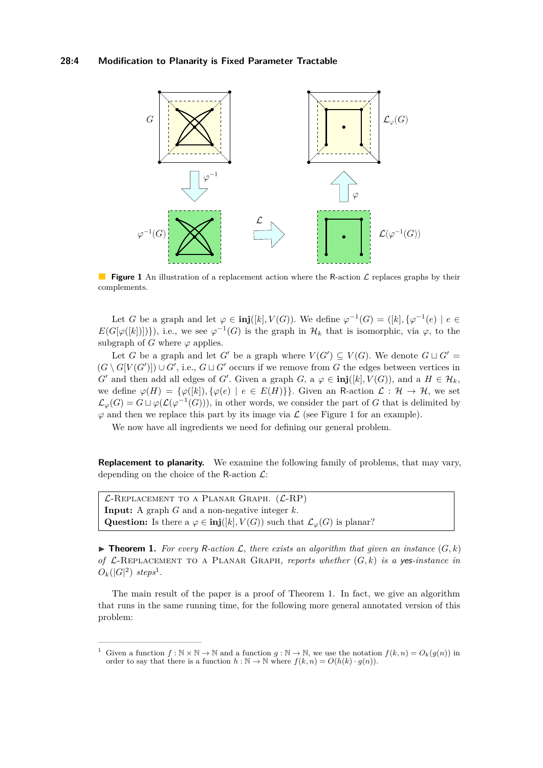**Figure 1** An illustration of a replacement action where the R-action $\mathcal{L}$ replaces graphs by their complements.

Let $G$ be a graph and let $\varphi \in \mathbf{inj}([k], V(G))$. We define $\varphi^{-1}(G) = ([k], \{\varphi^{-1}(e) \mid e \in E(G[\varphi([k])])\})$, i.e., we see $\varphi^{-1}(G)$ is the graph in $\mathcal{H}_k$ that is isomorphic, via $\varphi$, to the subgraph of $G$ where $\varphi$ applies.

Let $G$ be a graph and let $G'$ be a graph where $V(G') \subseteq V(G)$. We denote $G \sqcup G' = (G \setminus G[V(G')]) \cup G'$, i.e., $G \sqcup G'$ occurs if we remove from $G$ the edges between vertices in $G'$ and then add all edges of $G'$. Given a graph $G$, a $\varphi \in \mathbf{inj}([k], V(G))$, and a $H \in \mathcal{H}_k$, we define $\varphi(H) = \{\varphi([k]), \{\varphi(e) \mid e \in E(H)\}\}$. Given an R-action $\mathcal{L} : \mathcal{H} \to \mathcal{H}$, we set $\mathcal{L}_\varphi(G) = G \sqcup \varphi(\mathcal{L}(\varphi^{-1}(G)))$, in other words, we consider the part of $G$ that is delimited by $\varphi$ and then we replace this part by its image via $\mathcal{L}$ (see Figure 1 for an example).

We now have all ingredients we need for defining our general problem.

**Replacement to planarity.** We examine the following family of problems, that may vary, depending on the choice of the R-action $\mathcal{L}$:

> $\mathcal{L}$-Replacement to a Planar Graph. ($\mathcal{L}$-RP)
> **Input:** A graph $G$ and a non-negative integer $k$.
> **Question:** Is there a $\varphi \in \mathbf{inj}([k], V(G))$ such that $\mathcal{L}_\varphi(G)$ is planar?

▶ **Theorem 1.** *For every R-action $\mathcal{L}$, there exists an algorithm that given an instance $(G, k)$ of $\mathcal{L}$-Replacement to a Planar Graph, reports whether $(G, k)$ is a yes-instance in $O_k(|G|^2)$ steps*[1].

The main result of the paper is a proof of Theorem 1. In fact, we give an algorithm that runs in the same running time, for the following more general annotated version of this problem:

---

[1] Given a function $f : \mathbb{N} \times \mathbb{N} \to \mathbb{N}$ and a function $g : \mathbb{N} \to \mathbb{N}$, we use the notation $f(k, n) = O_k(g(n))$ in order to say that there is a function $h : \mathbb{N} \to \mathbb{N}$ where $f(k, n) = O(h(k) \cdot g(n))$.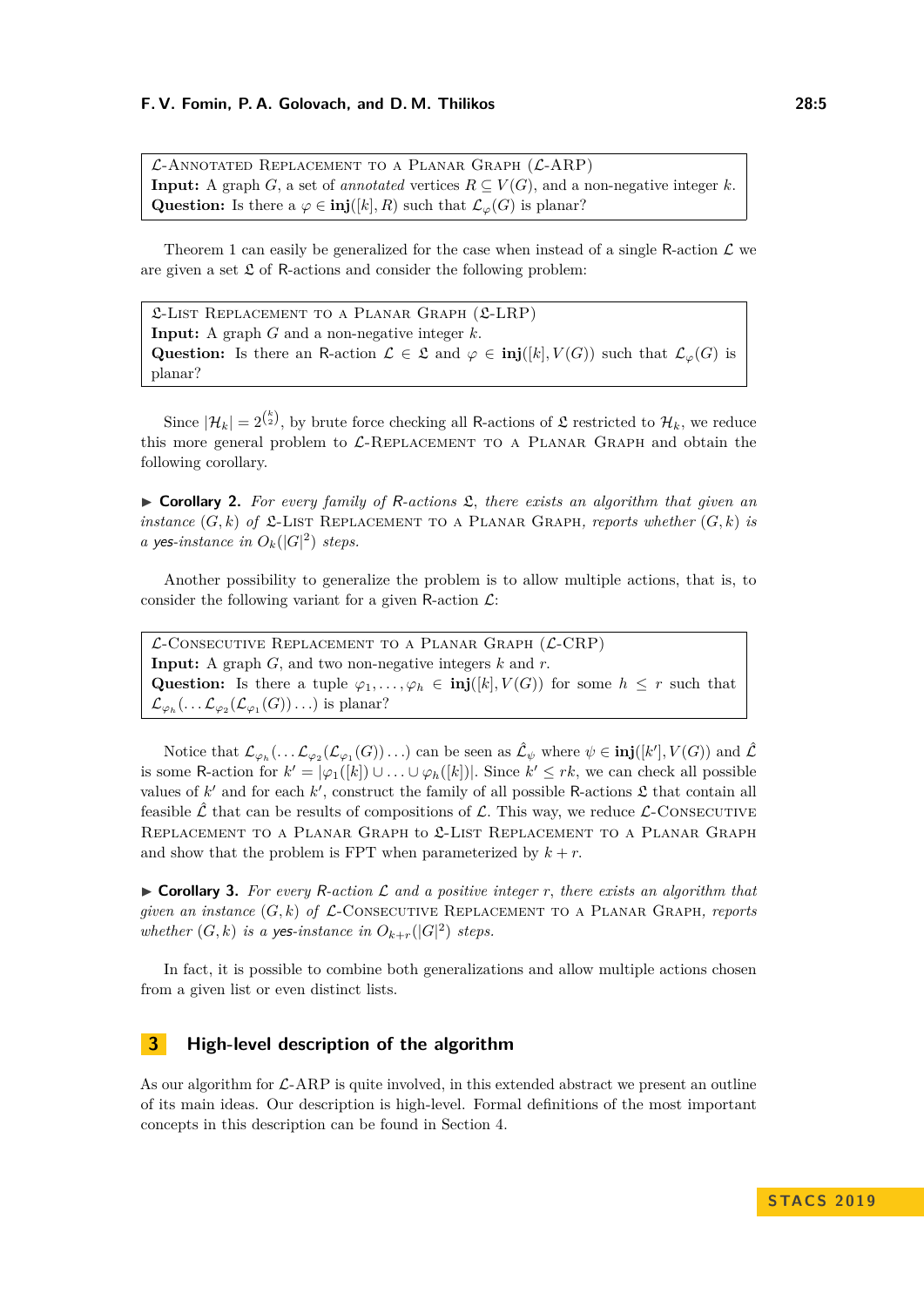> $\mathcal{L}$-Annotated Replacement to a Planar Graph ($\mathcal{L}$-ARP)
> **Input:** A graph $G$, a set of *annotated* vertices $R \subseteq V(G)$, and a non-negative integer $k$.
> **Question:** Is there a $\varphi \in \mathbf{inj}([k], R)$ such that $\mathcal{L}_\varphi(G)$ is planar?

Theorem 1 can easily be generalized for the case when instead of a single R-action $\mathcal{L}$ we are given a set $\mathfrak{L}$ of R-actions and consider the following problem:

> $\mathfrak{L}$-List Replacement to a Planar Graph ($\mathfrak{L}$-LRP)
> **Input:** A graph $G$ and a non-negative integer $k$.
> **Question:** Is there an R-action $\mathcal{L} \in \mathfrak{L}$ and $\varphi \in \mathbf{inj}([k], V(G))$ such that $\mathcal{L}_\varphi(G)$ is planar?

Since $|\mathcal{H}_k| = 2^{\binom{k}{2}}$, by brute force checking all R-actions of $\mathfrak{L}$ restricted to $\mathcal{H}_k$, we reduce this more general problem to $\mathcal{L}$-Replacement to a Planar Graph and obtain the following corollary.

▶ **Corollary 2.** *For every family of R-actions $\mathfrak{L}$, there exists an algorithm that given an instance $(G, k)$ of $\mathfrak{L}$-List Replacement to a Planar Graph, reports whether $(G, k)$ is a* yes*-instance in $O_k(|G|^2)$ steps.*

Another possibility to generalize the problem is to allow multiple actions, that is, to consider the following variant for a given R-action $\mathcal{L}$:

> $\mathcal{L}$-Consecutive Replacement to a Planar Graph ($\mathcal{L}$-CRP)
> **Input:** A graph $G$, and two non-negative integers $k$ and $r$.
> **Question:** Is there a tuple $\varphi_1, \ldots, \varphi_h \in \mathbf{inj}([k], V(G))$ for some $h \leq r$ such that $\mathcal{L}_{\varphi_h}(\ldots \mathcal{L}_{\varphi_2}(\mathcal{L}_{\varphi_1}(G)) \ldots)$ is planar?

Notice that $\mathcal{L}_{\varphi_h}(\ldots \mathcal{L}_{\varphi_2}(\mathcal{L}_{\varphi_1}(G)) \ldots)$ can be seen as $\hat{\mathcal{L}}_\psi$ where $\psi \in \mathbf{inj}([k'], V(G))$ and $\hat{\mathcal{L}}$ is some R-action for $k' = |\varphi_1([k]) \cup \ldots \cup \varphi_h([k])|$. Since $k' \leq rk$, we can check all possible values of $k'$ and for each $k'$, construct the family of all possible R-actions $\mathfrak{L}$ that contain all feasible $\hat{\mathcal{L}}$ that can be results of compositions of $\mathcal{L}$. This way, we reduce $\mathcal{L}$-Consecutive Replacement to a Planar Graph to $\mathfrak{L}$-List Replacement to a Planar Graph and show that the problem is FPT when parameterized by $k + r$.

▶ **Corollary 3.** *For every R-action $\mathcal{L}$ and a positive integer $r$, there exists an algorithm that given an instance $(G, k)$ of $\mathcal{L}$-Consecutive Replacement to a Planar Graph, reports whether $(G, k)$ is a* yes*-instance in $O_{k+r}(|G|^2)$ steps.*

In fact, it is possible to combine both generalizations and allow multiple actions chosen from a given list or even distinct lists.

## 3 High-level description of the algorithm

As our algorithm for $\mathcal{L}$-ARP is quite involved, in this extended abstract we present an outline of its main ideas. Our description is high-level. Formal definitions of the most important concepts in this description can be found in Section 4.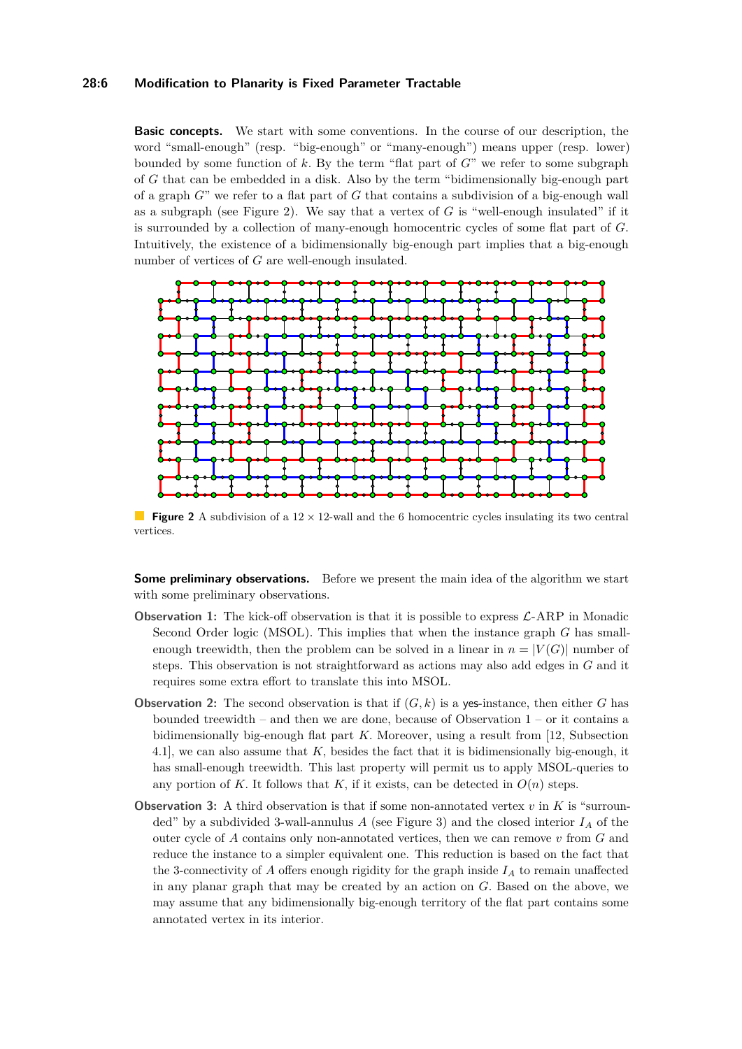**Basic concepts.** We start with some conventions. In the course of our description, the word "small-enough" (resp. "big-enough" or "many-enough") means upper (resp. lower) bounded by some function of $k$. By the term "flat part of $G$" we refer to some subgraph of $G$ that can be embedded in a disk. Also by the term "bidimensionally big-enough part of a graph $G$" we refer to a flat part of $G$ that contains a subdivision of a big-enough wall as a subgraph (see Figure 2). We say that a vertex of $G$ is "well-enough insulated" if it is surrounded by a collection of many-enough homocentric cycles of some flat part of $G$. Intuitively, the existence of a bidimensionally big-enough part implies that a big-enough number of vertices of $G$ are well-enough insulated.

**Figure 2** A subdivision of a $12 \times 12$-wall and the 6 homocentric cycles insulating its two central vertices.

**Some preliminary observations.** Before we present the main idea of the algorithm we start with some preliminary observations.

**Observation 1:** The kick-off observation is that it is possible to express $\mathcal{L}$-ARP in Monadic Second Order logic (MSOL). This implies that when the instance graph $G$ has small-enough treewidth, then the problem can be solved in a linear in $n = |V(G)|$ number of steps. This observation is not straightforward as actions may also add edges in $G$ and it requires some extra effort to translate this into MSOL.

**Observation 2:** The second observation is that if $(G, k)$ is a yes-instance, then either $G$ has bounded treewidth – and then we are done, because of Observation 1 – or it contains a bidimensionally big-enough flat part $K$. Moreover, using a result from [12, Subsection 4.1], we can also assume that $K$, besides the fact that it is bidimensionally big-enough, it has small-enough treewidth. This last property will permit us to apply MSOL-queries to any portion of $K$. It follows that $K$, if it exists, can be detected in $O(n)$ steps.

**Observation 3:** A third observation is that if some non-annotated vertex $v$ in $K$ is "surrounded" by a subdivided 3-wall-annulus $A$ (see Figure 3) and the closed interior $I_A$ of the outer cycle of $A$ contains only non-annotated vertices, then we can remove $v$ from $G$ and reduce the instance to a simpler equivalent one. This reduction is based on the fact that the 3-connectivity of $A$ offers enough rigidity for the graph inside $I_A$ to remain unaffected in any planar graph that may be created by an action on $G$. Based on the above, we may assume that any bidimensionally big-enough territory of the flat part contains some annotated vertex in its interior.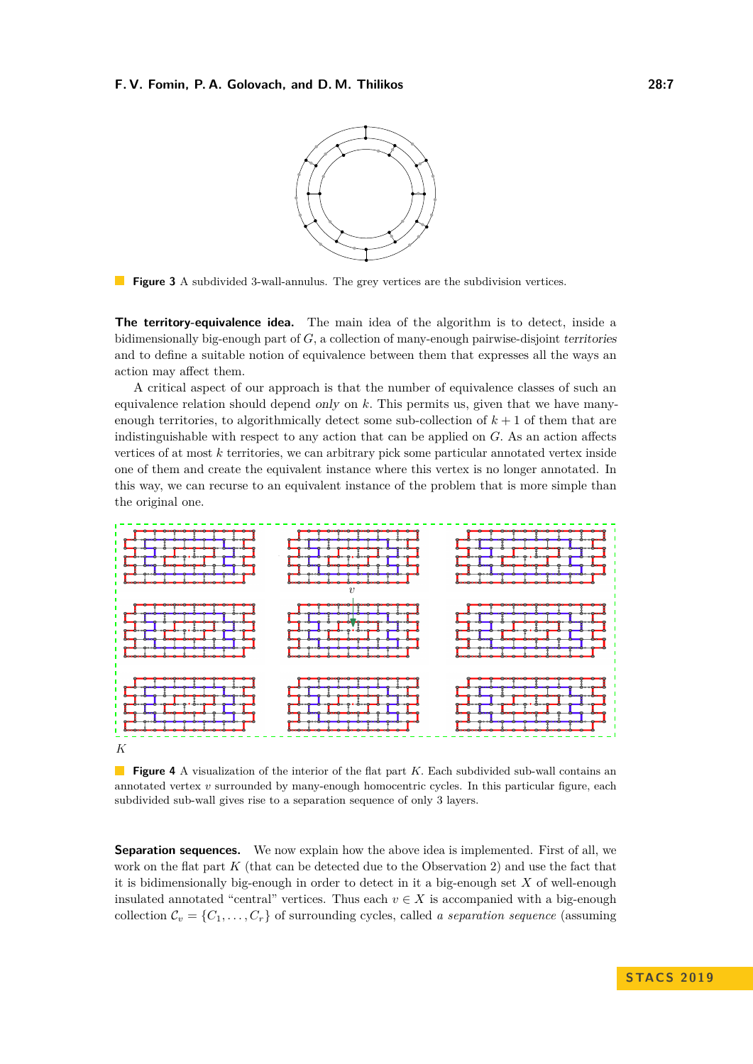**Figure 3** A subdivided 3-wall-annulus. The grey vertices are the subdivision vertices.

**The territory-equivalence idea.** The main idea of the algorithm is to detect, inside a bidimensionally big-enough part of $G$, a collection of many-enough pairwise-disjoint *territories* and to define a suitable notion of equivalence between them that expresses all the ways an action may affect them.

A critical aspect of our approach is that the number of equivalence classes of such an equivalence relation should depend *only* on $k$. This permits us, given that we have many-enough territories, to algorithmically detect some sub-collection of $k+1$ of them that are indistinguishable with respect to any action that can be applied on $G$. As an action affects vertices of at most $k$ territories, we can arbitrary pick some particular annotated vertex inside one of them and create the equivalent instance where this vertex is no longer annotated. In this way, we can recurse to an equivalent instance of the problem that is more simple than the original one.

**Figure 4** A visualization of the interior of the flat part $K$. Each subdivided sub-wall contains an annotated vertex $v$ surrounded by many-enough homocentric cycles. In this particular figure, each subdivided sub-wall gives rise to a separation sequence of only 3 layers.

**Separation sequences.** We now explain how the above idea is implemented. First of all, we work on the flat part $K$ (that can be detected due to the Observation 2) and use the fact that it is bidimensionally big-enough in order to detect in it a big-enough set $X$ of well-enough insulated annotated "central" vertices. Thus each $v \in X$ is accompanied with a big-enough collection $\mathcal{C}_v = \{C_1, \ldots, C_r\}$ of surrounding cycles, called *a separation sequence* (assuming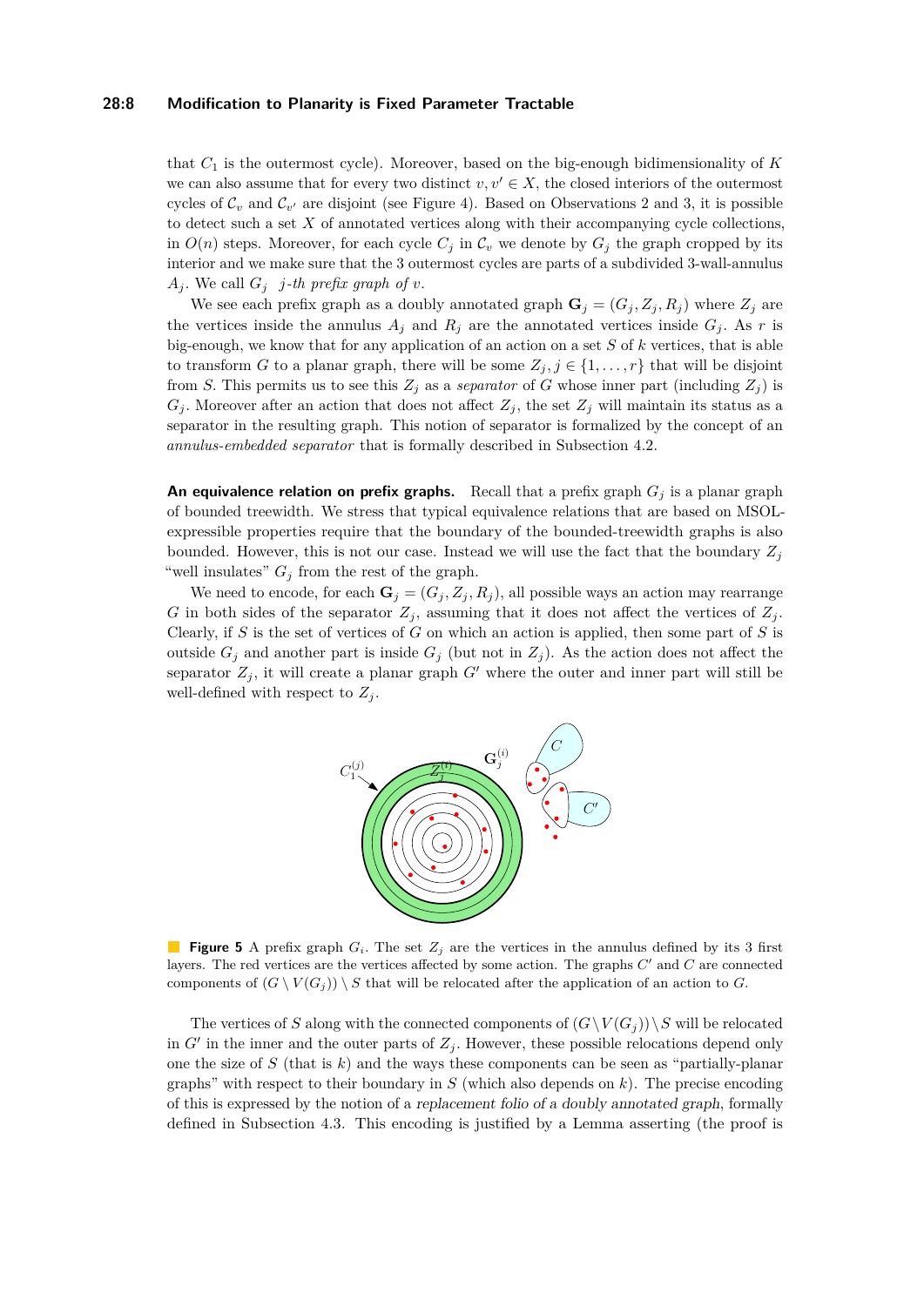that $C_1$ is the outermost cycle). Moreover, based on the big-enough bidimensionality of $K$ we can also assume that for every two distinct $v, v' \in X$, the closed interiors of the outermost cycles of $\mathcal{C}_v$ and $\mathcal{C}_{v'}$ are disjoint (see Figure 4). Based on Observations 2 and 3, it is possible to detect such a set $X$ of annotated vertices along with their accompanying cycle collections, in $O(n)$ steps. Moreover, for each cycle $C_j$ in $\mathcal{C}_v$ we denote by $G_j$ the graph cropped by its interior and we make sure that the 3 outermost cycles are parts of a subdivided 3-wall-annulus $A_j$. We call $G_j$ *$j$-th prefix graph of $v$*.

We see each prefix graph as a doubly annotated graph $\mathbf{G}_j = (G_j, Z_j, R_j)$ where $Z_j$ are the vertices inside the annulus $A_j$ and $R_j$ are the annotated vertices inside $G_j$. As $r$ is big-enough, we know that for any application of an action on a set $S$ of $k$ vertices, that is able to transform $G$ to a planar graph, there will be some $Z_j, j \in \{1, \ldots, r\}$ that will be disjoint from $S$. This permits us to see this $Z_j$ as a *separator* of $G$ whose inner part (including $Z_j$) is $G_j$. Moreover after an action that does not affect $Z_j$, the set $Z_j$ will maintain its status as a separator in the resulting graph. This notion of separator is formalized by the concept of an *annulus-embedded separator* that is formally described in Subsection 4.2.

**An equivalence relation on prefix graphs.** Recall that a prefix graph $G_j$ is a planar graph of bounded treewidth. We stress that typical equivalence relations that are based on MSOL-expressible properties require that the boundary of the bounded-treewidth graphs is also bounded. However, this is not our case. Instead we will use the fact that the boundary $Z_j$ "well insulates" $G_j$ from the rest of the graph.

We need to encode, for each $\mathbf{G}_j = (G_j, Z_j, R_j)$, all possible ways an action may rearrange $G$ in both sides of the separator $Z_j$, assuming that it does not affect the vertices of $Z_j$. Clearly, if $S$ is the set of vertices of $G$ on which an action is applied, then some part of $S$ is outside $G_j$ and another part is inside $G_j$ (but not in $Z_j$). As the action does not affect the separator $Z_j$, it will create a planar graph $G'$ where the outer and inner part will still be well-defined with respect to $Z_j$.

**Figure 5** A prefix graph $G_i$. The set $Z_j$ are the vertices in the annulus defined by its 3 first layers. The red vertices are the vertices affected by some action. The graphs $C'$ and $C$ are connected components of $(G \setminus V(G_j)) \setminus S$ that will be relocated after the application of an action to $G$.

The vertices of $S$ along with the connected components of $(G \setminus V(G_j)) \setminus S$ will be relocated in $G'$ in the inner and the outer parts of $Z_j$. However, these possible relocations depend only one the size of $S$ (that is $k$) and the ways these components can be seen as "partially-planar graphs" with respect to their boundary in $S$ (which also depends on $k$). The precise encoding of this is expressed by the notion of a *replacement folio of a doubly annotated graph*, formally defined in Subsection 4.3. This encoding is justified by a Lemma asserting (the proof is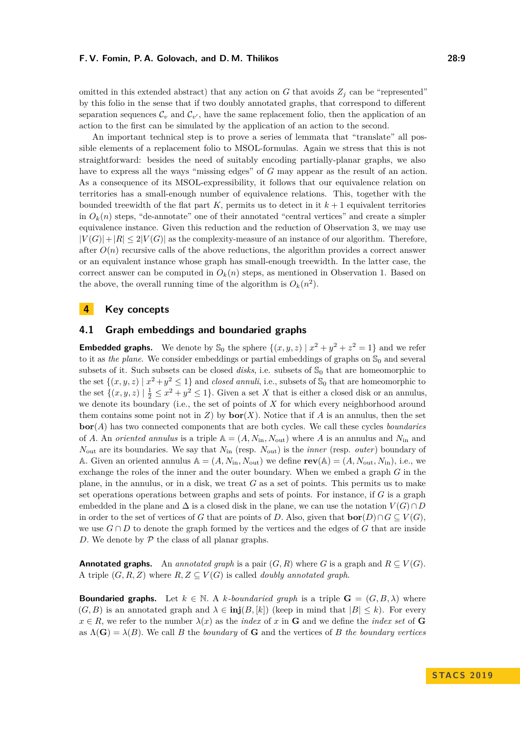omitted in this extended abstract) that any action on $G$ that avoids $Z_j$ can be "represented" by this folio in the sense that if two doubly annotated graphs, that correspond to different separation sequences $\mathcal{C}_v$ and $\mathcal{C}_{v'}$, have the same replacement folio, then the application of an action to the first can be simulated by the application of an action to the second.

An important technical step is to prove a series of lemmata that "translate" all possible elements of a replacement folio to MSOL-formulas. Again we stress that this is not straightforward: besides the need of suitably encoding partially-planar graphs, we also have to express all the ways "missing edges" of $G$ may appear as the result of an action. As a consequence of its MSOL-expressibility, it follows that our equivalence relation on territories has a small-enough number of equivalence relations. This, together with the bounded treewidth of the flat part $K$, permits us to detect in it $k+1$ equivalent territories in $O_k(n)$ steps, "de-annotate" one of their annotated "central vertices" and create a simpler equivalence instance. Given this reduction and the reduction of Observation 3, we may use $|V(G)| + |R| \leq 2|V(G)|$ as the complexity-measure of an instance of our algorithm. Therefore, after $O(n)$ recursive calls of the above reductions, the algorithm provides a correct answer or an equivalent instance whose graph has small-enough treewidth. In the latter case, the correct answer can be computed in $O_k(n)$ steps, as mentioned in Observation 1. Based on the above, the overall running time of the algorithm is $O_k(n^2)$.

# 4 Key concepts

## 4.1 Graph embeddings and boundaried graphs

**Embedded graphs.** We denote by $\mathbb{S}_0$ the sphere $\{(x, y, z) \mid x^2 + y^2 + z^2 = 1\}$ and we refer to it as *the plane*. We consider embeddings or partial embeddings of graphs on $\mathbb{S}_0$ and several subsets of it. Such subsets can be closed *disks*, i.e. subsets of $\mathbb{S}_0$ that are homeomorphic to the set $\{(x, y, z) \mid x^2 + y^2 \leq 1\}$ and *closed annuli*, i.e., subsets of $\mathbb{S}_0$ that are homeomorphic to the set $\{(x, y, z) \mid \frac{1}{2} \leq x^2 + y^2 \leq 1\}$. Given a set $X$ that is either a closed disk or an annulus, we denote its boundary (i.e., the set of points of $X$ for which every neighborhood around them contains some point not in $Z$) by $\mathbf{bor}(X)$. Notice that if $A$ is an annulus, then the set $\mathbf{bor}(A)$ has two connected components that are both cycles. We call these cycles *boundaries* of $A$. An *oriented annulus* is a triple $\mathbb{A} = (A, N_{\text{in}}, N_{\text{out}})$ where $A$ is an annulus and $N_{\text{in}}$ and $N_{\text{out}}$ are its boundaries. We say that $N_{\text{in}}$ (resp. $N_{\text{out}}$) is the *inner* (resp. *outer*) boundary of $\mathbb{A}$. Given an oriented annulus $\mathbb{A} = (A, N_{\text{in}}, N_{\text{out}})$ we define $\mathbf{rev}(\mathbb{A}) = (A, N_{\text{out}}, N_{\text{in}})$, i.e., we exchange the roles of the inner and the outer boundary. When we embed a graph $G$ in the plane, in the annulus, or in a disk, we treat $G$ as a set of points. This permits us to make set operations operations between graphs and sets of points. For instance, if $G$ is a graph embedded in the plane and $\Delta$ is a closed disk in the plane, we can use the notation $V(G) \cap D$ in order to the set of vertices of $G$ that are points of $D$. Also, given that $\mathbf{bor}(D) \cap G \subseteq V(G)$, we use $G \cap D$ to denote the graph formed by the vertices and the edges of $G$ that are inside $D$. We denote by $\mathcal{P}$ the class of all planar graphs.

**Annotated graphs.** An *annotated graph* is a pair $(G, R)$ where $G$ is a graph and $R \subseteq V(G)$. A triple $(G, R, Z)$ where $R, Z \subseteq V(G)$ is called *doubly annotated graph*.

**Boundaried graphs.** Let $k \in \mathbb{N}$. A *$k$-boundaried graph* is a triple $\mathbf{G} = (G, B, \lambda)$ where $(G, B)$ is an annotated graph and $\lambda \in \mathbf{inj}(B, [k])$ (keep in mind that $|B| \leq k$). For every $x \in R$, we refer to the number $\lambda(x)$ as the *index* of $x$ in $\mathbf{G}$ and we define the *index set* of $\mathbf{G}$ as $\Lambda(\mathbf{G}) = \lambda(B)$. We call $B$ the *boundary* of $\mathbf{G}$ and the vertices of $B$ *the boundary vertices*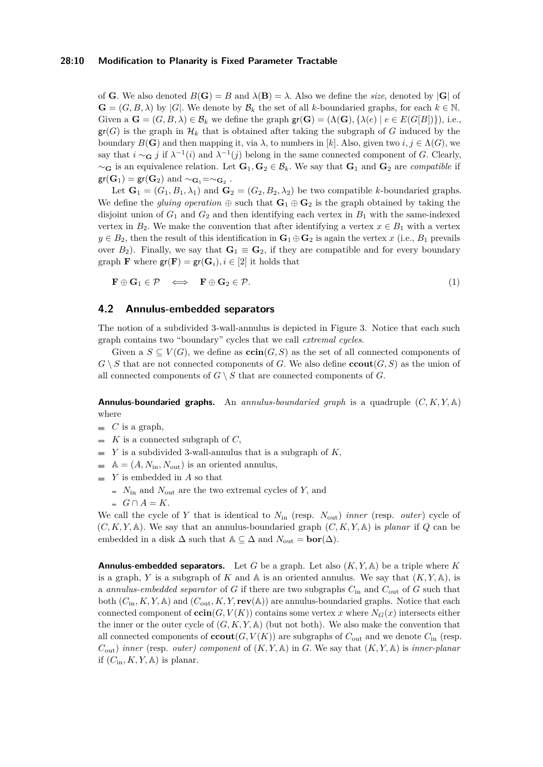of $\mathbf{G}$. We also denoted $B(\mathbf{G}) = B$ and $\lambda(\mathbf{B}) = \lambda$. Also we define the *size*, denoted by $|\mathbf{G}|$ of $\mathbf{G} = (G, B, \lambda)$ by $|G|$. We denote by $\mathcal{B}_k$ the set of all $k$-boundaried graphs, for each $k \in \mathbb{N}$. Given a $\mathbf{G} = (G, B, \lambda) \in \mathcal{B}_k$ we define the graph $\mathsf{gr}(\mathbf{G}) = (\Lambda(\mathbf{G}), \{\lambda(e) \mid e \in E(G[B])\})$, i.e., $\mathsf{gr}(G)$ is the graph in $\mathcal{H}_k$ that is obtained after taking the subgraph of $G$ induced by the boundary $B(\mathbf{G})$ and then mapping it, via $\lambda$, to numbers in $[k]$. Also, given two $i, j \in \Lambda(G)$, we say that $i \sim_{\mathbf{G}} j$ if $\lambda^{-1}(i)$ and $\lambda^{-1}(j)$ belong in the same connected component of $G$. Clearly, $\sim_{\mathbf{G}}$ is an equivalence relation. Let $\mathbf{G}_1, \mathbf{G}_2 \in \mathcal{B}_k$. We say that $\mathbf{G}_1$ and $\mathbf{G}_2$ are *compatible* if $\mathsf{gr}(\mathbf{G}_1) = \mathsf{gr}(\mathbf{G}_2)$ and $\sim_{\mathbf{G}_1} = \sim_{\mathbf{G}_2}$.

Let $\mathbf{G}_1 = (G_1, B_1, \lambda_1)$ and $\mathbf{G}_2 = (G_2, B_2, \lambda_2)$ be two compatible $k$-boundaried graphs. We define the *gluing operation* $\oplus$ such that $\mathbf{G}_1 \oplus \mathbf{G}_2$ is the graph obtained by taking the disjoint union of $G_1$ and $G_2$ and then identifying each vertex in $B_1$ with the same-indexed vertex in $B_2$. We make the convention that after identifying a vertex $x \in B_1$ with a vertex $y \in B_2$, then the result of this identification in $\mathbf{G}_1 \oplus \mathbf{G}_2$ is again the vertex $x$ (i.e., $B_1$ prevails over $B_2$). Finally, we say that $\mathbf{G}_1 \equiv \mathbf{G}_2$, if they are compatible and for every boundary graph $\mathbf{F}$ where $\mathsf{gr}(\mathbf{F}) = \mathsf{gr}(\mathbf{G}_i), i \in [2]$ it holds that

$$\mathbf{F} \oplus \mathbf{G}_1 \in \mathcal{P} \quad \Longleftrightarrow \quad \mathbf{F} \oplus \mathbf{G}_2 \in \mathcal{P}. \tag{1}$$

## 4.2 Annulus-embedded separators

The notion of a subdivided 3-wall-annulus is depicted in Figure 3. Notice that each such graph contains two "boundary" cycles that we call *extremal cycles*.

Given a $S \subseteq V(G)$, we define as $\mathbf{ccin}(G, S)$ as the set of all connected components of $G \setminus S$ that are not connected components of $G$. We also define $\mathbf{ccout}(G, S)$ as the union of all connected components of $G \setminus S$ that are connected components of $G$.

**Annulus-boundaried graphs.** An *annulus-boundaried graph* is a quadruple $(C, K, Y, \mathbb{A})$ where

- $C$ is a graph,
- $K$ is a connected subgraph of $C$,
- $Y$ is a subdivided 3-wall-annulus that is a subgraph of $K$,
- $\mathbb{A} = (A, N_{\text{in}}, N_{\text{out}})$ is an oriented annulus,
- $Y$ is embedded in $A$ so that
  - $N_{\text{in}}$ and $N_{\text{out}}$ are the two extremal cycles of $Y$, and
  - $G \cap A = K$.

We call the cycle of $Y$ that is identical to $N_{\text{in}}$ (resp. $N_{\text{out}}$) *inner* (resp. *outer*) cycle of $(C, K, Y, \mathbb{A})$. We say that an annulus-boundaried graph $(C, K, Y, \mathbb{A})$ is *planar* if $Q$ can be embedded in a disk $\Delta$ such that $\mathbb{A} \subseteq \Delta$ and $N_{\text{out}} = \mathbf{bor}(\Delta)$.

**Annulus-embedded separators.** Let $G$ be a graph. Let also $(K, Y, \mathbb{A})$ be a triple where $K$ is a graph, $Y$ is a subgraph of $K$ and $\mathbb{A}$ is an oriented annulus. We say that $(K, Y, \mathbb{A})$, is a *annulus-embedded separator* of $G$ if there are two subgraphs $C_{\text{in}}$ and $C_{\text{out}}$ of $G$ such that both $(C_{\text{in}}, K, Y, \mathbb{A})$ and $(C_{\text{out}}, K, Y, \mathbf{rev}(\mathbb{A}))$ are annulus-boundaried graphs. Notice that each connected component of $\mathbf{ccin}(G, V(K))$ contains some vertex $x$ where $N_G(x)$ intersects either the inner or the outer cycle of $(G, K, Y, \mathbb{A})$ (but not both). We also make the convention that all connected components of $\mathbf{ccout}(G, V(K))$ are subgraphs of $C_{\text{out}}$ and we denote $C_{\text{in}}$ (resp. $C_{\text{out}}$) *inner* (resp. *outer) component* of $(K, Y, \mathbb{A})$ in $G$. We say that $(K, Y, \mathbb{A})$ is *inner-planar* if $(C_{\text{in}}, K, Y, \mathbb{A})$ is planar.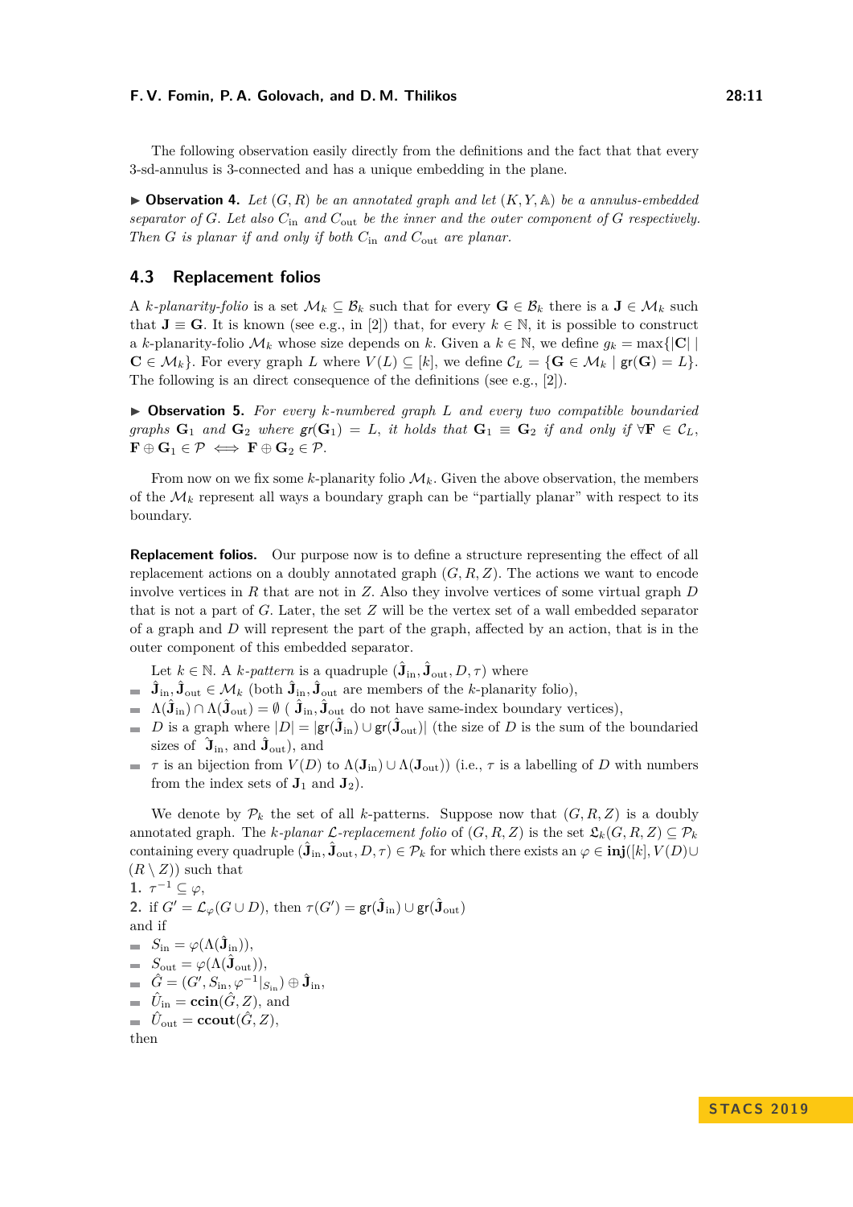The following observation easily directly from the definitions and the fact that that every 3-sd-annulus is 3-connected and has a unique embedding in the plane.

▶ **Observation 4.** *Let $(G, R)$ be an annotated graph and let $(K, Y, \mathbb{A})$ be a annulus-embedded separator of $G$. Let also $C_{\text{in}}$ and $C_{\text{out}}$ be the inner and the outer component of $G$ respectively. Then $G$ is planar if and only if both $C_{\text{in}}$ and $C_{\text{out}}$ are planar.*

## 4.3 Replacement folios

A *$k$-planarity-folio* is a set $\mathcal{M}_k \subseteq \mathcal{B}_k$ such that for every $\mathbf{G} \in \mathcal{B}_k$ there is a $\mathbf{J} \in \mathcal{M}_k$ such that $\mathbf{J} \equiv \mathbf{G}$. It is known (see e.g., in [2]) that, for every $k \in \mathbb{N}$, it is possible to construct a $k$-planarity-folio $\mathcal{M}_k$ whose size depends on $k$. Given a $k \in \mathbb{N}$, we define $g_k = \max\{|\mathbf{C}| \mid \mathbf{C} \in \mathcal{M}_k\}$. For every graph $L$ where $V(L) \subseteq [k]$, we define $\mathcal{C}_L = \{\mathbf{G} \in \mathcal{M}_k \mid \mathsf{gr}(\mathbf{G}) = L\}$. The following is an direct consequence of the definitions (see e.g., [2]).

▶ **Observation 5.** *For every $k$-numbered graph $L$ and every two compatible boundaried graphs $\mathbf{G}_1$ and $\mathbf{G}_2$ where $\mathsf{gr}(\mathbf{G}_1) = L$, it holds that $\mathbf{G}_1 \equiv \mathbf{G}_2$ if and only if $\forall \mathbf{F} \in \mathcal{C}_L$, $\mathbf{F} \oplus \mathbf{G}_1 \in \mathcal{P} \iff \mathbf{F} \oplus \mathbf{G}_2 \in \mathcal{P}$.*

From now on we fix some $k$-planarity folio $\mathcal{M}_k$. Given the above observation, the members of the $\mathcal{M}_k$ represent all ways a boundary graph can be "partially planar" with respect to its boundary.

**Replacement folios.** Our purpose now is to define a structure representing the effect of all replacement actions on a doubly annotated graph $(G, R, Z)$. The actions we want to encode involve vertices in $R$ that are not in $Z$. Also they involve vertices of some virtual graph $D$ that is not a part of $G$. Later, the set $Z$ will be the vertex set of a wall embedded separator of a graph and $D$ will represent the part of the graph, affected by an action, that is in the outer component of this embedded separator.

Let $k \in \mathbb{N}$. A *$k$-pattern* is a quadruple $(\hat{\mathbf{J}}_{\text{in}}, \hat{\mathbf{J}}_{\text{out}}, D, \tau)$ where

- $\hat{\mathbf{J}}_{\text{in}}, \hat{\mathbf{J}}_{\text{out}} \in \mathcal{M}_k$ (both $\hat{\mathbf{J}}_{\text{in}}, \hat{\mathbf{J}}_{\text{out}}$ are members of the $k$-planarity folio),
- $\Lambda(\hat{\mathbf{J}}_{\text{in}}) \cap \Lambda(\hat{\mathbf{J}}_{\text{out}}) = \emptyset$ ( $\hat{\mathbf{J}}_{\text{in}}, \hat{\mathbf{J}}_{\text{out}}$ do not have same-index boundary vertices),
- $D$ is a graph where $|D| = |\mathsf{gr}(\hat{\mathbf{J}}_{\text{in}}) \cup \mathsf{gr}(\hat{\mathbf{J}}_{\text{out}})|$ (the size of $D$ is the sum of the boundaried sizes of $\hat{\mathbf{J}}_{\text{in}}$, and $\hat{\mathbf{J}}_{\text{out}}$), and
- $\tau$ is an bijection from $V(D)$ to $\Lambda(\mathbf{J}_{\text{in}}) \cup \Lambda(\mathbf{J}_{\text{out}})$) (i.e., $\tau$ is a labelling of $D$ with numbers from the index sets of $\mathbf{J}_1$ and $\mathbf{J}_2$).

We denote by $\mathcal{P}_k$ the set of all $k$-patterns. Suppose now that $(G, R, Z)$ is a doubly annotated graph. The *$k$-planar $\mathcal{L}$-replacement folio* of $(G, R, Z)$ is the set $\mathfrak{L}_k(G, R, Z) \subseteq \mathcal{P}_k$ containing every quadruple $(\hat{\mathbf{J}}_{\text{in}}, \hat{\mathbf{J}}_{\text{out}}, D, \tau) \in \mathcal{P}_k$ for which there exists an $\varphi \in \mathbf{inj}([k], V(D) \cup (R \setminus Z))$ such that

1. $\tau^{-1} \subseteq \varphi$,
2. if $G' = \mathcal{L}_\varphi(G \cup D)$, then $\tau(G') = \mathsf{gr}(\hat{\mathbf{J}}_{\text{in}}) \cup \mathsf{gr}(\hat{\mathbf{J}}_{\text{out}})$

and if

- $S_{\text{in}} = \varphi(\Lambda(\hat{\mathbf{J}}_{\text{in}}))$,
- $S_{\text{out}} = \varphi(\Lambda(\hat{\mathbf{J}}_{\text{out}}))$,
- $\hat{G} = (G', S_{\text{in}}, \varphi^{-1}|_{S_{\text{in}}}) \oplus \hat{\mathbf{J}}_{\text{in}}$,
- $\hat{U}_{\text{in}} = \mathbf{ccin}(\hat{G}, Z)$, and
- $\hat{U}_{\text{out}} = \mathbf{ccout}(\hat{G}, Z)$,

then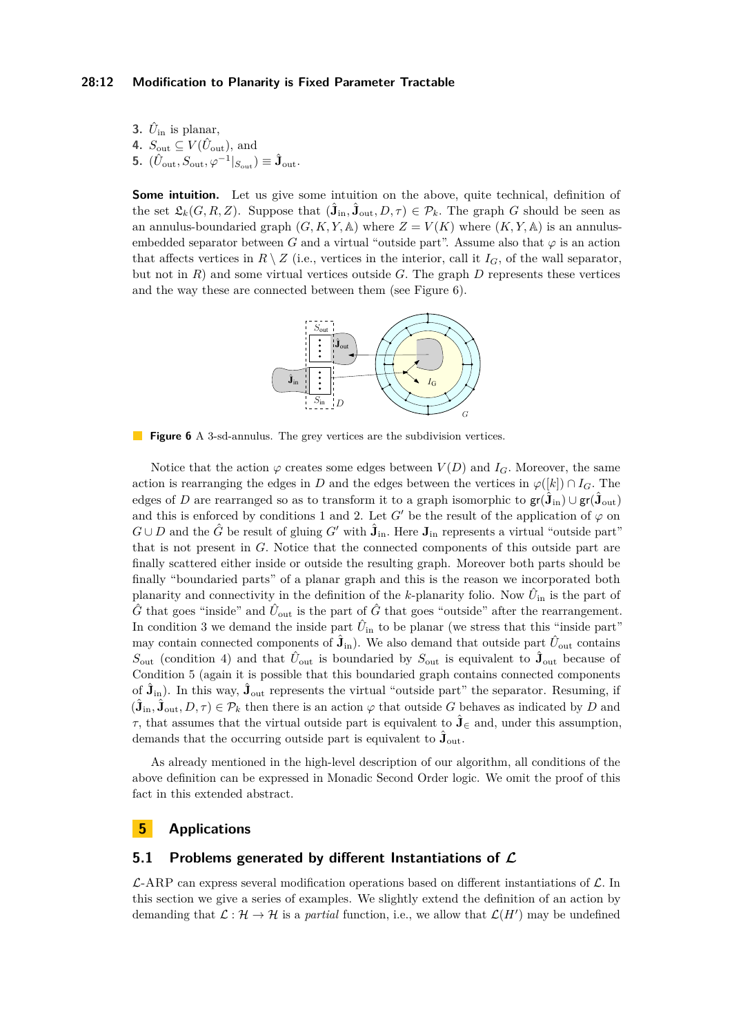3. $\hat{U}_{\text{in}}$ is planar,
4. $S_{\text{out}} \subseteq V(\hat{U}_{\text{out}})$, and
5. $(\hat{U}_{\text{out}}, S_{\text{out}}, \varphi^{-1}|_{S_{\text{out}}}) \equiv \hat{\mathbf{J}}_{\text{out}}$.

**Some intuition.** Let us give some intuition on the above, quite technical, definition of the set $\mathfrak{L}_k(G, R, Z)$. Suppose that $(\hat{\mathbf{J}}_{\text{in}}, \hat{\mathbf{J}}_{\text{out}}, D, \tau) \in \mathcal{P}_k$. The graph $G$ should be seen as an annulus-boundaried graph $(G, K, Y, \mathbb{A})$ where $Z = V(K)$ where $(K, Y, \mathbb{A})$ is an annulus-embedded separator between $G$ and a virtual "outside part". Assume also that $\varphi$ is an action that affects vertices in $R \setminus Z$ (i.e., vertices in the interior, call it $I_G$, of the wall separator, but not in $R$) and some virtual vertices outside $G$. The graph $D$ represents these vertices and the way these are connected between them (see Figure 6).

**Figure 6** A 3-sd-annulus. The grey vertices are the subdivision vertices.

Notice that the action $\varphi$ creates some edges between $V(D)$ and $I_G$. Moreover, the same action is rearranging the edges in $D$ and the edges between the vertices in $\varphi([k]) \cap I_G$. The edges of $D$ are rearranged so as to transform it to a graph isomorphic to $\mathsf{gr}(\hat{\mathbf{J}}_{\text{in}}) \cup \mathsf{gr}(\hat{\mathbf{J}}_{\text{out}})$ and this is enforced by conditions 1 and 2. Let $G'$ be the result of the application of $\varphi$ on $G \cup D$ and the $\hat{G}$ be result of gluing $G'$ with $\hat{\mathbf{J}}_{\text{in}}$. Here $\mathbf{J}_{\text{in}}$ represents a virtual "outside part" that is not present in $G$. Notice that the connected components of this outside part are finally scattered either inside or outside the resulting graph. Moreover both parts should be finally "boundaried parts" of a planar graph and this is the reason we incorporated both planarity and connectivity in the definition of the $k$-planarity folio. Now $\hat{U}_{\text{in}}$ is the part of $\hat{G}$ that goes "inside" and $\hat{U}_{\text{out}}$ is the part of $\hat{G}$ that goes "outside" after the rearrangement. In condition 3 we demand the inside part $\hat{U}_{\text{in}}$ to be planar (we stress that this "inside part" may contain connected components of $\hat{\mathbf{J}}_{\text{in}}$). We also demand that outside part $\hat{U}_{\text{out}}$ contains $S_{\text{out}}$ (condition 4) and that $\hat{U}_{\text{out}}$ is boundaried by $S_{\text{out}}$ is equivalent to $\hat{\mathbf{J}}_{\text{out}}$ because of Condition 5 (again it is possible that this boundaried graph contains connected components of $\hat{\mathbf{J}}_{\text{in}}$). In this way, $\hat{\mathbf{J}}_{\text{out}}$ represents the virtual "outside part" the separator. Resuming, if $(\hat{\mathbf{J}}_{\text{in}}, \hat{\mathbf{J}}_{\text{out}}, D, \tau) \in \mathcal{P}_k$ then there is an action $\varphi$ that outside $G$ behaves as indicated by $D$ and $\tau$, that assumes that the virtual outside part is equivalent to $\hat{\mathbf{J}}_{\in}$ and, under this assumption, demands that the occurring outside part is equivalent to $\hat{\mathbf{J}}_{\text{out}}$.

As already mentioned in the high-level description of our algorithm, all conditions of the above definition can be expressed in Monadic Second Order logic. We omit the proof of this fact in this extended abstract.

# 5 Applications

## 5.1 Problems generated by different Instantiations of $\mathcal{L}$

$\mathcal{L}$-ARP can express several modification operations based on different instantiations of $\mathcal{L}$. In this section we give a series of examples. We slightly extend the definition of an action by demanding that $\mathcal{L} : \mathcal{H} \to \mathcal{H}$ is a *partial* function, i.e., we allow that $\mathcal{L}(H')$ may be undefined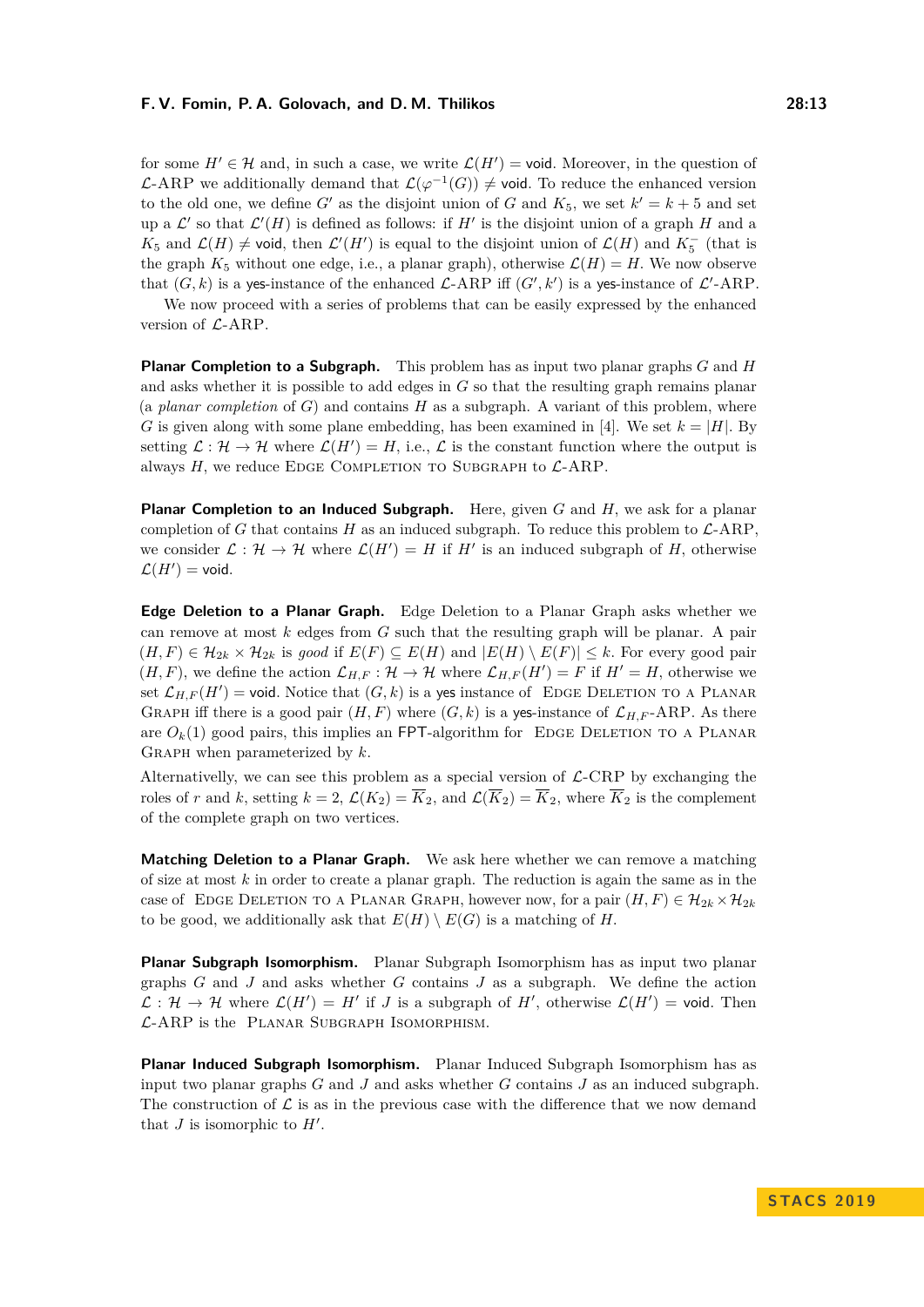for some $H' \in \mathcal{H}$ and, in such a case, we write $\mathcal{L}(H') = \mathsf{void}$. Moreover, in the question of $\mathcal{L}$-ARP we additionally demand that $\mathcal{L}(\varphi^{-1}(G)) \neq \mathsf{void}$. To reduce the enhanced version to the old one, we define $G'$ as the disjoint union of $G$ and $K_5$, we set $k' = k + 5$ and set up a $\mathcal{L}'$ so that $\mathcal{L}'(H)$ is defined as follows: if $H'$ is the disjoint union of a graph $H$ and a $K_5$ and $\mathcal{L}(H) \neq \mathsf{void}$, then $\mathcal{L}'(H')$ is equal to the disjoint union of $\mathcal{L}(H)$ and $K_5^-$ (that is the graph $K_5$ without one edge, i.e., a planar graph), otherwise $\mathcal{L}(H) = H$. We now observe that $(G, k)$ is a yes-instance of the enhanced $\mathcal{L}$-ARP iff $(G', k')$ is a yes-instance of $\mathcal{L}'$-ARP.

We now proceed with a series of problems that can be easily expressed by the enhanced version of $\mathcal{L}$-ARP.

**Planar Completion to a Subgraph.** This problem has as input two planar graphs $G$ and $H$ and asks whether it is possible to add edges in $G$ so that the resulting graph remains planar (a *planar completion* of $G$) and contains $H$ as a subgraph. A variant of this problem, where $G$ is given along with some plane embedding, has been examined in [4]. We set $k = |H|$. By setting $\mathcal{L} : \mathcal{H} \to \mathcal{H}$ where $\mathcal{L}(H') = H$, i.e., $\mathcal{L}$ is the constant function where the output is always $H$, we reduce Edge Completion to Subgraph to $\mathcal{L}$-ARP.

**Planar Completion to an Induced Subgraph.** Here, given $G$ and $H$, we ask for a planar completion of $G$ that contains $H$ as an induced subgraph. To reduce this problem to $\mathcal{L}$-ARP, we consider $\mathcal{L} : \mathcal{H} \to \mathcal{H}$ where $\mathcal{L}(H') = H$ if $H'$ is an induced subgraph of $H$, otherwise $\mathcal{L}(H') = \mathsf{void}$.

**Edge Deletion to a Planar Graph.** Edge Deletion to a Planar Graph asks whether we can remove at most $k$ edges from $G$ such that the resulting graph will be planar. A pair $(H, F) \in \mathcal{H}_{2k} \times \mathcal{H}_{2k}$ is *good* if $E(F) \subseteq E(H)$ and $|E(H) \setminus E(F)| \leq k$. For every good pair $(H, F)$, we define the action $\mathcal{L}_{H,F} : \mathcal{H} \to \mathcal{H}$ where $\mathcal{L}_{H,F}(H') = F$ if $H' = H$, otherwise we set $\mathcal{L}_{H,F}(H') = \mathsf{void}$. Notice that $(G, k)$ is a yes instance of Edge Deletion to a Planar Graph iff there is a good pair $(H, F)$ where $(G, k)$ is a yes-instance of $\mathcal{L}_{H,F}$-ARP. As there are $O_k(1)$ good pairs, this implies an FPT-algorithm for Edge Deletion to a Planar Graph when parameterized by $k$.

Alternativelly, we can see this problem as a special version of $\mathcal{L}$-CRP by exchanging the roles of $r$ and $k$, setting $k = 2$, $\mathcal{L}(K_2) = \overline{K}_2$, and $\mathcal{L}(\overline{K}_2) = \overline{K}_2$, where $\overline{K}_2$ is the complement of the complete graph on two vertices.

**Matching Deletion to a Planar Graph.** We ask here whether we can remove a matching of size at most $k$ in order to create a planar graph. The reduction is again the same as in the case of Edge Deletion to a Planar Graph, however now, for a pair $(H, F) \in \mathcal{H}_{2k} \times \mathcal{H}_{2k}$ to be good, we additionally ask that $E(H) \setminus E(G)$ is a matching of $H$.

**Planar Subgraph Isomorphism.** Planar Subgraph Isomorphism has as input two planar graphs $G$ and $J$ and asks whether $G$ contains $J$ as a subgraph. We define the action $\mathcal{L} : \mathcal{H} \to \mathcal{H}$ where $\mathcal{L}(H') = H'$ if $J$ is a subgraph of $H'$, otherwise $\mathcal{L}(H') = \mathsf{void}$. Then $\mathcal{L}$-ARP is the Planar Subgraph Isomorphism.

**Planar Induced Subgraph Isomorphism.** Planar Induced Subgraph Isomorphism has as input two planar graphs $G$ and $J$ and asks whether $G$ contains $J$ as an induced subgraph. The construction of $\mathcal{L}$ is as in the previous case with the difference that we now demand that $J$ is isomorphic to $H'$.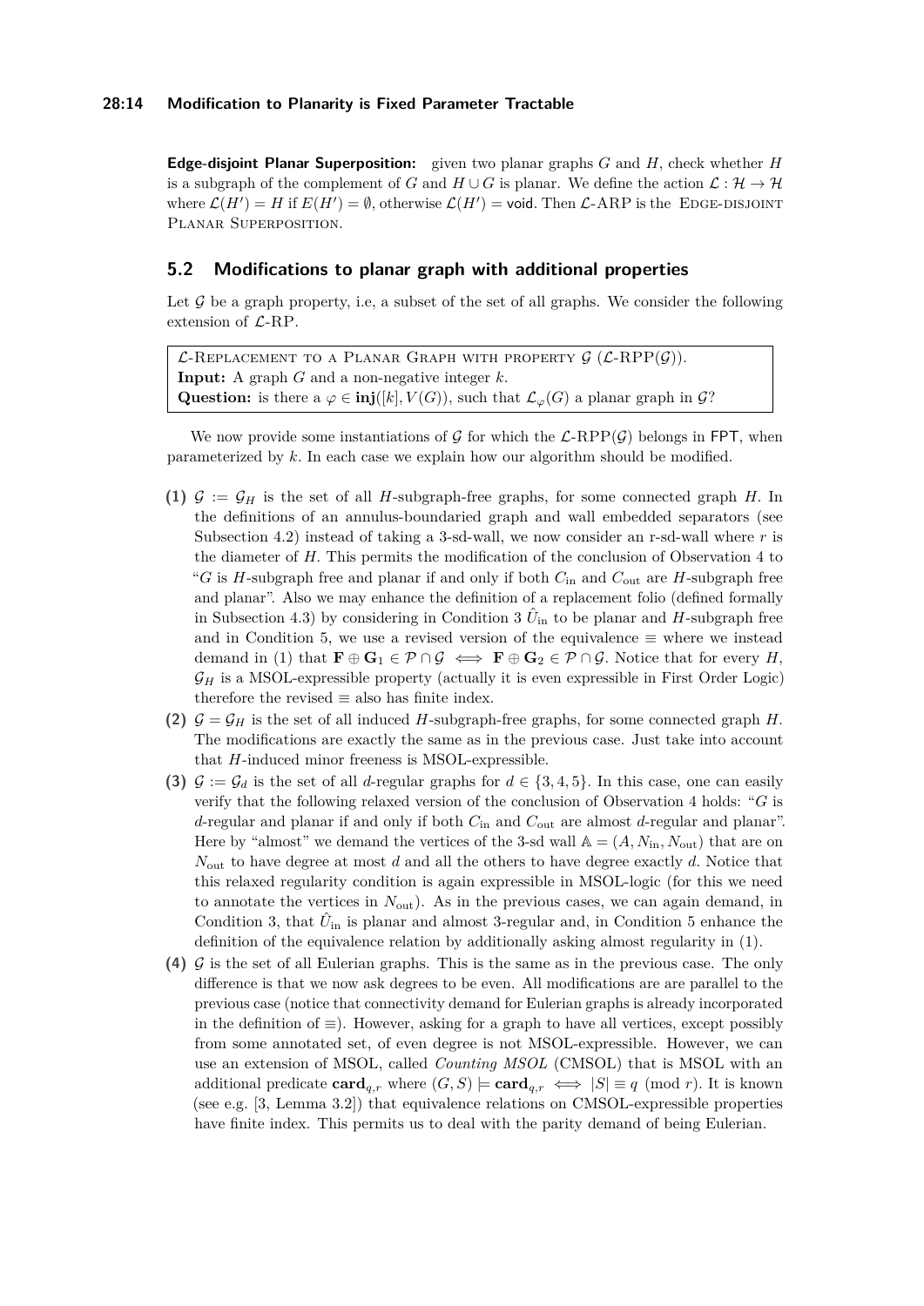**Edge-disjoint Planar Superposition:** given two planar graphs $G$ and $H$, check whether $H$ is a subgraph of the complement of $G$ and $H \cup G$ is planar. We define the action $\mathcal{L} : \mathcal{H} \to \mathcal{H}$ where $\mathcal{L}(H') = H$ if $E(H') = \emptyset$, otherwise $\mathcal{L}(H') = \mathsf{void}$. Then $\mathcal{L}$-ARP is the EDGE-DISJOINT PLANAR SUPERPOSITION.

## 5.2 Modifications to planar graph with additional properties

Let $\mathcal{G}$ be a graph property, i.e, a subset of the set of all graphs. We consider the following extension of $\mathcal{L}$-RP.

> $\mathcal{L}$-REPLACEMENT TO A PLANAR GRAPH WITH PROPERTY $\mathcal{G}$ ($\mathcal{L}$-RPP($\mathcal{G}$)).
> **Input:** A graph $G$ and a non-negative integer $k$.
> **Question:** is there a $\varphi \in \mathbf{inj}([k], V(G))$, such that $\mathcal{L}_\varphi(G)$ a planar graph in $\mathcal{G}$?

We now provide some instantiations of $\mathcal{G}$ for which the $\mathcal{L}$-RPP($\mathcal{G}$) belongs in FPT, when parameterized by $k$. In each case we explain how our algorithm should be modified.

**(1)** $\mathcal{G} := \mathcal{G}_H$ is the set of all $H$-subgraph-free graphs, for some connected graph $H$. In the definitions of an annulus-boundaried graph and wall embedded separators (see Subsection 4.2) instead of taking a 3-sd-wall, we now consider an r-sd-wall where $r$ is the diameter of $H$. This permits the modification of the conclusion of Observation 4 to "$G$ is $H$-subgraph free and planar if and only if both $C_{\text{in}}$ and $C_{\text{out}}$ are $H$-subgraph free and planar". Also we may enhance the definition of a replacement folio (defined formally in Subsection 4.3) by considering in Condition 3 $\hat{U}_{\text{in}}$ to be planar and $H$-subgraph free and in Condition 5, we use a revised version of the equivalence $\equiv$ where we instead demand in (1) that $\mathbf{F} \oplus \mathbf{G}_1 \in \mathcal{P} \cap \mathcal{G} \iff \mathbf{F} \oplus \mathbf{G}_2 \in \mathcal{P} \cap \mathcal{G}$. Notice that for every $H$, $\mathcal{G}_H$ is a MSOL-expressible property (actually it is even expressible in First Order Logic) therefore the revised $\equiv$ also has finite index.

**(2)** $\mathcal{G} = \mathcal{G}_H$ is the set of all induced $H$-subgraph-free graphs, for some connected graph $H$. The modifications are exactly the same as in the previous case. Just take into account that $H$-induced minor freeness is MSOL-expressible.

**(3)** $\mathcal{G} := \mathcal{G}_d$ is the set of all $d$-regular graphs for $d \in \{3, 4, 5\}$. In this case, one can easily verify that the following relaxed version of the conclusion of Observation 4 holds: "$G$ is $d$-regular and planar if and only if both $C_{\text{in}}$ and $C_{\text{out}}$ are almost $d$-regular and planar". Here by "almost" we demand the vertices of the 3-sd wall $\mathbb{A} = (A, N_{\text{in}}, N_{\text{out}})$ that are on $N_{\text{out}}$ to have degree at most $d$ and all the others to have degree exactly $d$. Notice that this relaxed regularity condition is again expressible in MSOL-logic (for this we need to annotate the vertices in $N_{\text{out}}$). As in the previous cases, we can again demand, in Condition 3, that $\hat{U}_{\text{in}}$ is planar and almost 3-regular and, in Condition 5 enhance the definition of the equivalence relation by additionally asking almost regularity in (1).

**(4)** $\mathcal{G}$ is the set of all Eulerian graphs. This is the same as in the previous case. The only difference is that we now ask degrees to be even. All modifications are are parallel to the previous case (notice that connectivity demand for Eulerian graphs is already incorporated in the definition of $\equiv$). However, asking for a graph to have all vertices, except possibly from some annotated set, of even degree is not MSOL-expressible. However, we can use an extension of MSOL, called *Counting MSOL* (CMSOL) that is MSOL with an additional predicate $\mathbf{card}_{q,r}$ where $(G, S) \models \mathbf{card}_{q,r} \iff |S| \equiv q \pmod{r}$. It is known (see e.g. [3, Lemma 3.2]) that equivalence relations on CMSOL-expressible properties have finite index. This permits us to deal with the parity demand of being Eulerian.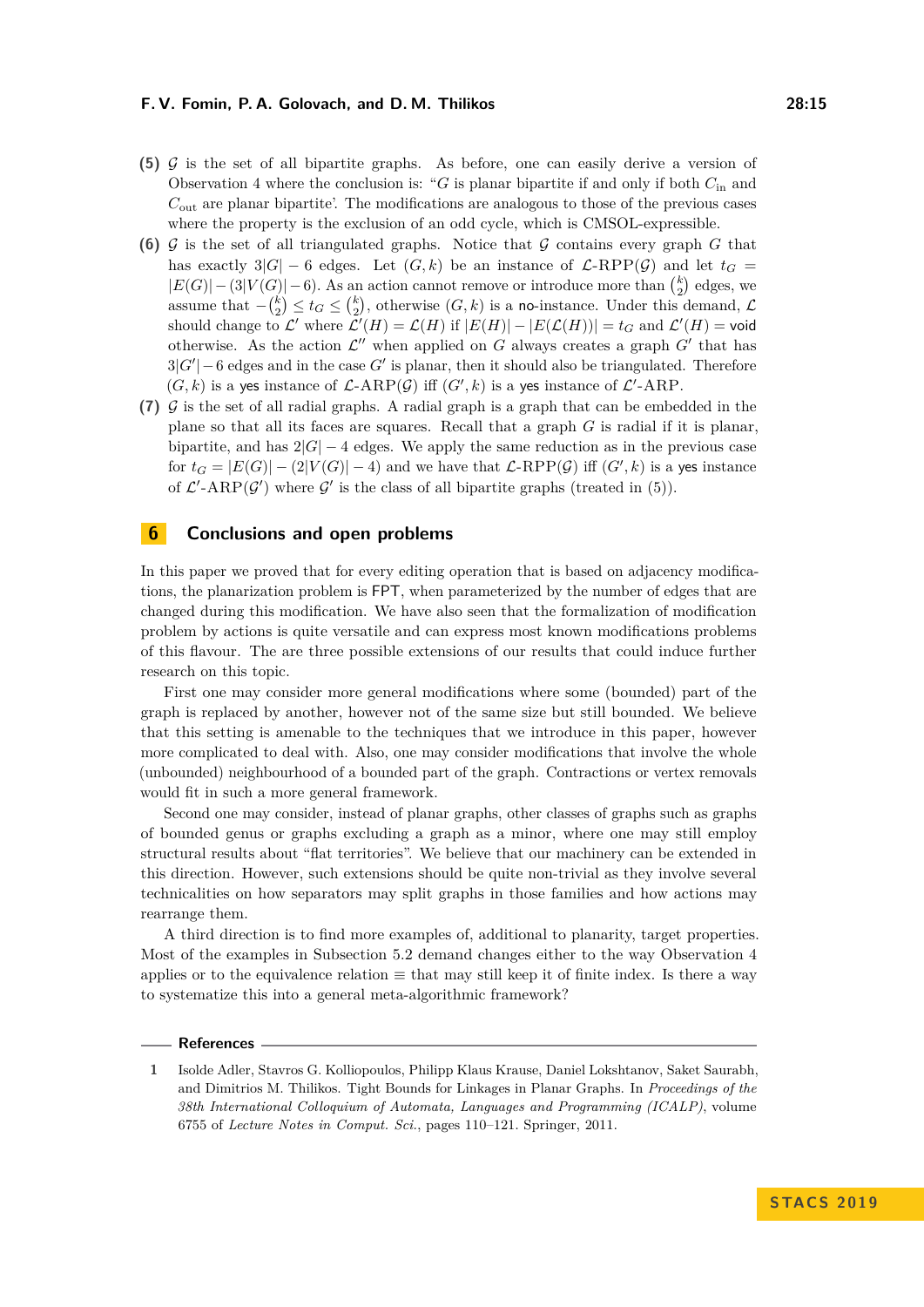**(5)** $\mathcal{G}$ is the set of all bipartite graphs. As before, one can easily derive a version of Observation 4 where the conclusion is: "$G$ is planar bipartite if and only if both $C_{\text{in}}$ and $C_{\text{out}}$ are planar bipartite'. The modifications are analogous to those of the previous cases where the property is the exclusion of an odd cycle, which is CMSOL-expressible.

**(6)** $\mathcal{G}$ is the set of all triangulated graphs. Notice that $\mathcal{G}$ contains every graph $G$ that has exactly $3|G| - 6$ edges. Let $(G, k)$ be an instance of $\mathcal{L}$-RPP($\mathcal{G}$) and let $t_G = |E(G)| - (3|V(G)| - 6)$. As an action cannot remove or introduce more than $\binom{k}{2}$ edges, we assume that $-\binom{k}{2} \leq t_G \leq \binom{k}{2}$, otherwise $(G, k)$ is a no-instance. Under this demand, $\mathcal{L}$ should change to $\mathcal{L}'$ where $\mathcal{L}'(H) = \mathcal{L}(H)$ if $|E(H)| - |E(\mathcal{L}(H))| = t_G$ and $\mathcal{L}'(H) = \text{void}$ otherwise. As the action $\mathcal{L}''$ when applied on $G$ always creates a graph $G'$ that has $3|G'| - 6$ edges and in the case $G'$ is planar, then it should also be triangulated. Therefore $(G, k)$ is a yes instance of $\mathcal{L}$-ARP($\mathcal{G}$) iff $(G', k)$ is a yes instance of $\mathcal{L}'$-ARP.

**(7)** $\mathcal{G}$ is the set of all radial graphs. A radial graph is a graph that can be embedded in the plane so that all its faces are squares. Recall that a graph $G$ is radial if it is planar, bipartite, and has $2|G| - 4$ edges. We apply the same reduction as in the previous case for $t_G = |E(G)| - (2|V(G)| - 4)$ and we have that $\mathcal{L}$-RPP($\mathcal{G}$) iff $(G', k)$ is a yes instance of $\mathcal{L}'$-ARP($\mathcal{G}'$) where $\mathcal{G}'$ is the class of all bipartite graphs (treated in (5)).

## 6 Conclusions and open problems

In this paper we proved that for every editing operation that is based on adjacency modifications, the planarization problem is FPT, when parameterized by the number of edges that are changed during this modification. We have also seen that the formalization of modification problem by actions is quite versatile and can express most known modifications problems of this flavour. The are three possible extensions of our results that could induce further research on this topic.

First one may consider more general modifications where some (bounded) part of the graph is replaced by another, however not of the same size but still bounded. We believe that this setting is amenable to the techniques that we introduce in this paper, however more complicated to deal with. Also, one may consider modifications that involve the whole (unbounded) neighbourhood of a bounded part of the graph. Contractions or vertex removals would fit in such a more general framework.

Second one may consider, instead of planar graphs, other classes of graphs such as graphs of bounded genus or graphs excluding a graph as a minor, where one may still employ structural results about "flat territories". We believe that our machinery can be extended in this direction. However, such extensions should be quite non-trivial as they involve several technicalities on how separators may split graphs in those families and how actions may rearrange them.

A third direction is to find more examples of, additional to planarity, target properties. Most of the examples in Subsection 5.2 demand changes either to the way Observation 4 applies or to the equivalence relation $\equiv$ that may still keep it of finite index. Is there a way to systematize this into a general meta-algorithmic framework?

## References

1 Isolde Adler, Stavros G. Kolliopoulos, Philipp Klaus Krause, Daniel Lokshtanov, Saket Saurabh, and Dimitrios M. Thilikos. Tight Bounds for Linkages in Planar Graphs. In *Proceedings of the 38th International Colloquium of Automata, Languages and Programming (ICALP)*, volume 6755 of *Lecture Notes in Comput. Sci.*, pages 110–121. Springer, 2011.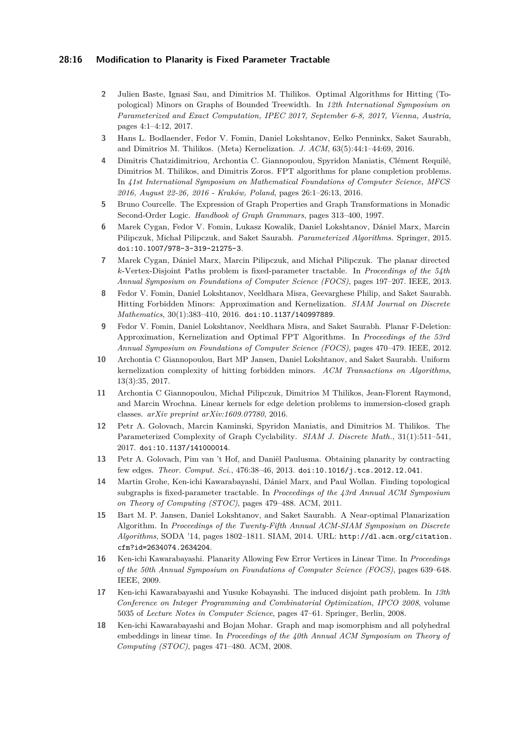2. Julien Baste, Ignasi Sau, and Dimitrios M. Thilikos. Optimal Algorithms for Hitting (Topological) Minors on Graphs of Bounded Treewidth. In *12th International Symposium on Parameterized and Exact Computation, IPEC 2017, September 6-8, 2017, Vienna, Austria*, pages 4:1–4:12, 2017.
3. Hans L. Bodlaender, Fedor V. Fomin, Daniel Lokshtanov, Eelko Penninkx, Saket Saurabh, and Dimitrios M. Thilikos. (Meta) Kernelization. *J. ACM*, 63(5):44:1–44:69, 2016.
4. Dimitris Chatzidimitriou, Archontia C. Giannopoulou, Spyridon Maniatis, Clément Requilé, Dimitrios M. Thilikos, and Dimitris Zoros. FPT algorithms for plane completion problems. In *41st International Symposium on Mathematical Foundations of Computer Science, MFCS 2016, August 22-26, 2016 - Kraków, Poland*, pages 26:1–26:13, 2016.
5. Bruno Courcelle. The Expression of Graph Properties and Graph Transformations in Monadic Second-Order Logic. *Handbook of Graph Grammars*, pages 313–400, 1997.
6. Marek Cygan, Fedor V. Fomin, Lukasz Kowalik, Daniel Lokshtanov, Dániel Marx, Marcin Pilipczuk, Michał Pilipczuk, and Saket Saurabh. *Parameterized Algorithms*. Springer, 2015. doi:10.1007/978-3-319-21275-3.
7. Marek Cygan, Dániel Marx, Marcin Pilipczuk, and Michał Pilipczuk. The planar directed $k$-Vertex-Disjoint Paths problem is fixed-parameter tractable. In *Proceedings of the 54th Annual Symposium on Foundations of Computer Science (FOCS)*, pages 197–207. IEEE, 2013.
8. Fedor V. Fomin, Daniel Lokshtanov, Neeldhara Misra, Geevarghese Philip, and Saket Saurabh. Hitting Forbidden Minors: Approximation and Kernelization. *SIAM Journal on Discrete Mathematics*, 30(1):383–410, 2016. doi:10.1137/140997889.
9. Fedor V. Fomin, Daniel Lokshtanov, Neeldhara Misra, and Saket Saurabh. Planar F-Deletion: Approximation, Kernelization and Optimal FPT Algorithms. In *Proceedings of the 53rd Annual Symposium on Foundations of Computer Science (FOCS)*, pages 470–479. IEEE, 2012.
10. Archontia C Giannopoulou, Bart MP Jansen, Daniel Lokshtanov, and Saket Saurabh. Uniform kernelization complexity of hitting forbidden minors. *ACM Transactions on Algorithms*, 13(3):35, 2017.
11. Archontia C Giannopoulou, Michał Pilipczuk, Dimitrios M Thilikos, Jean-Florent Raymond, and Marcin Wrochna. Linear kernels for edge deletion problems to immersion-closed graph classes. *arXiv preprint arXiv:1609.07780*, 2016.
12. Petr A. Golovach, Marcin Kaminski, Spyridon Maniatis, and Dimitrios M. Thilikos. The Parameterized Complexity of Graph Cyclability. *SIAM J. Discrete Math.*, 31(1):511–541, 2017. doi:10.1137/141000014.
13. Petr A. Golovach, Pim van 't Hof, and Daniël Paulusma. Obtaining planarity by contracting few edges. *Theor. Comput. Sci.*, 476:38–46, 2013. doi:10.1016/j.tcs.2012.12.041.
14. Martin Grohe, Ken-ichi Kawarabayashi, Dániel Marx, and Paul Wollan. Finding topological subgraphs is fixed-parameter tractable. In *Proceedings of the 43rd Annual ACM Symposium on Theory of Computing (STOC)*, pages 479–488. ACM, 2011.
15. Bart M. P. Jansen, Daniel Lokshtanov, and Saket Saurabh. A Near-optimal Planarization Algorithm. In *Proceedings of the Twenty-Fifth Annual ACM-SIAM Symposium on Discrete Algorithms*, SODA '14, pages 1802–1811. SIAM, 2014. URL: http://dl.acm.org/citation.cfm?id=2634074.2634204.
16. Ken-ichi Kawarabayashi. Planarity Allowing Few Error Vertices in Linear Time. In *Proceedings of the 50th Annual Symposium on Foundations of Computer Science (FOCS)*, pages 639–648. IEEE, 2009.
17. Ken-ichi Kawarabayashi and Yusuke Kobayashi. The induced disjoint path problem. In *13th Conference on Integer Programming and Combinatorial Optimization, IPCO 2008*, volume 5035 of *Lecture Notes in Computer Science*, pages 47–61. Springer, Berlin, 2008.
18. Ken-ichi Kawarabayashi and Bojan Mohar. Graph and map isomorphism and all polyhedral embeddings in linear time. In *Proceedings of the 40th Annual ACM Symposium on Theory of Computing (STOC)*, pages 471–480. ACM, 2008.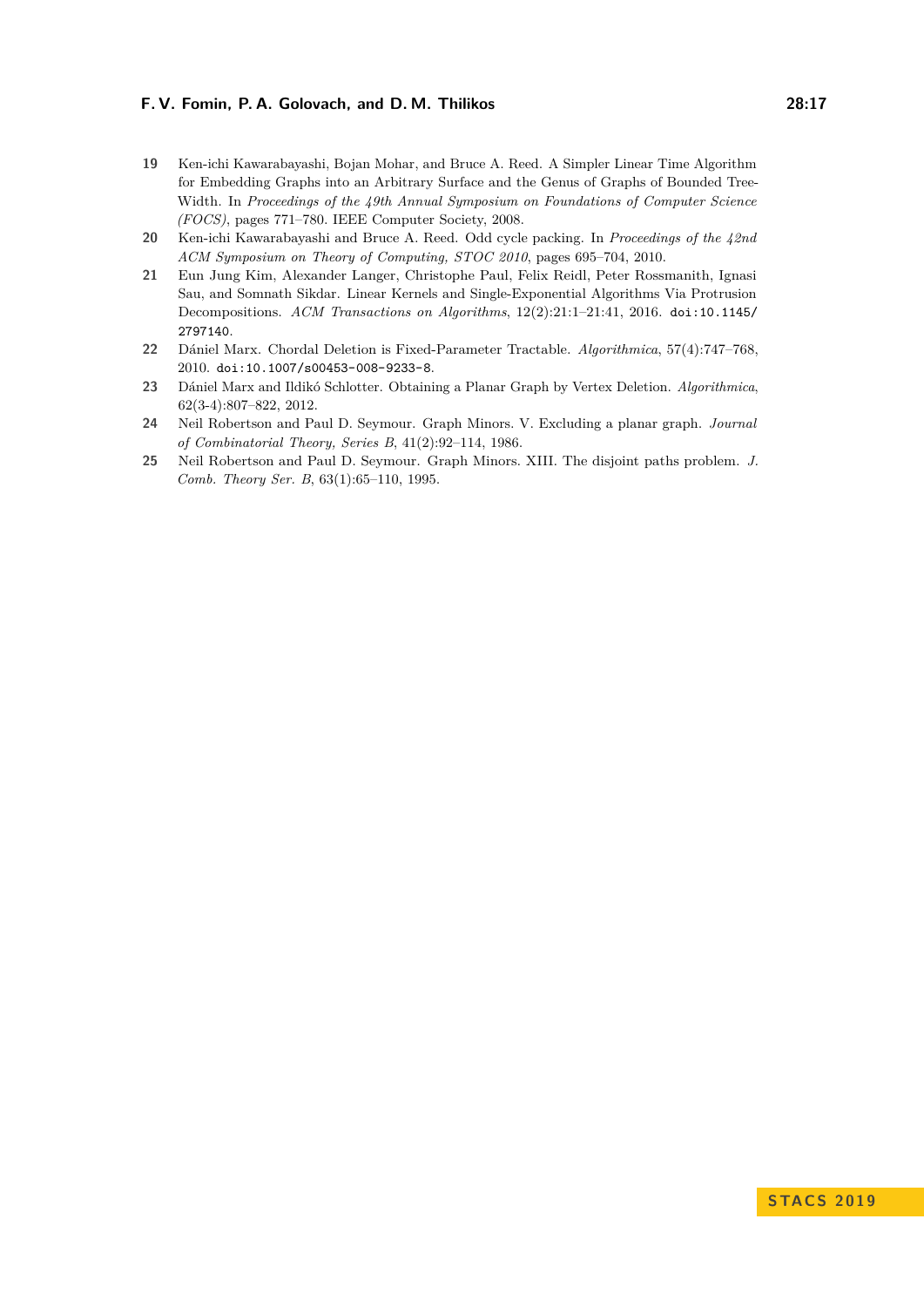19 Ken-ichi Kawarabayashi, Bojan Mohar, and Bruce A. Reed. A Simpler Linear Time Algorithm for Embedding Graphs into an Arbitrary Surface and the Genus of Graphs of Bounded Tree-Width. In *Proceedings of the 49th Annual Symposium on Foundations of Computer Science (FOCS)*, pages 771–780. IEEE Computer Society, 2008.

20 Ken-ichi Kawarabayashi and Bruce A. Reed. Odd cycle packing. In *Proceedings of the 42nd ACM Symposium on Theory of Computing, STOC 2010*, pages 695–704, 2010.

21 Eun Jung Kim, Alexander Langer, Christophe Paul, Felix Reidl, Peter Rossmanith, Ignasi Sau, and Somnath Sikdar. Linear Kernels and Single-Exponential Algorithms Via Protrusion Decompositions. *ACM Transactions on Algorithms*, 12(2):21:1–21:41, 2016. doi:10.1145/2797140.

22 Dániel Marx. Chordal Deletion is Fixed-Parameter Tractable. *Algorithmica*, 57(4):747–768, 2010. doi:10.1007/s00453-008-9233-8.

23 Dániel Marx and Ildikó Schlotter. Obtaining a Planar Graph by Vertex Deletion. *Algorithmica*, 62(3-4):807–822, 2012.

24 Neil Robertson and Paul D. Seymour. Graph Minors. V. Excluding a planar graph. *Journal of Combinatorial Theory, Series B*, 41(2):92–114, 1986.

25 Neil Robertson and Paul D. Seymour. Graph Minors. XIII. The disjoint paths problem. *J. Comb. Theory Ser. B*, 63(1):65–110, 1995.